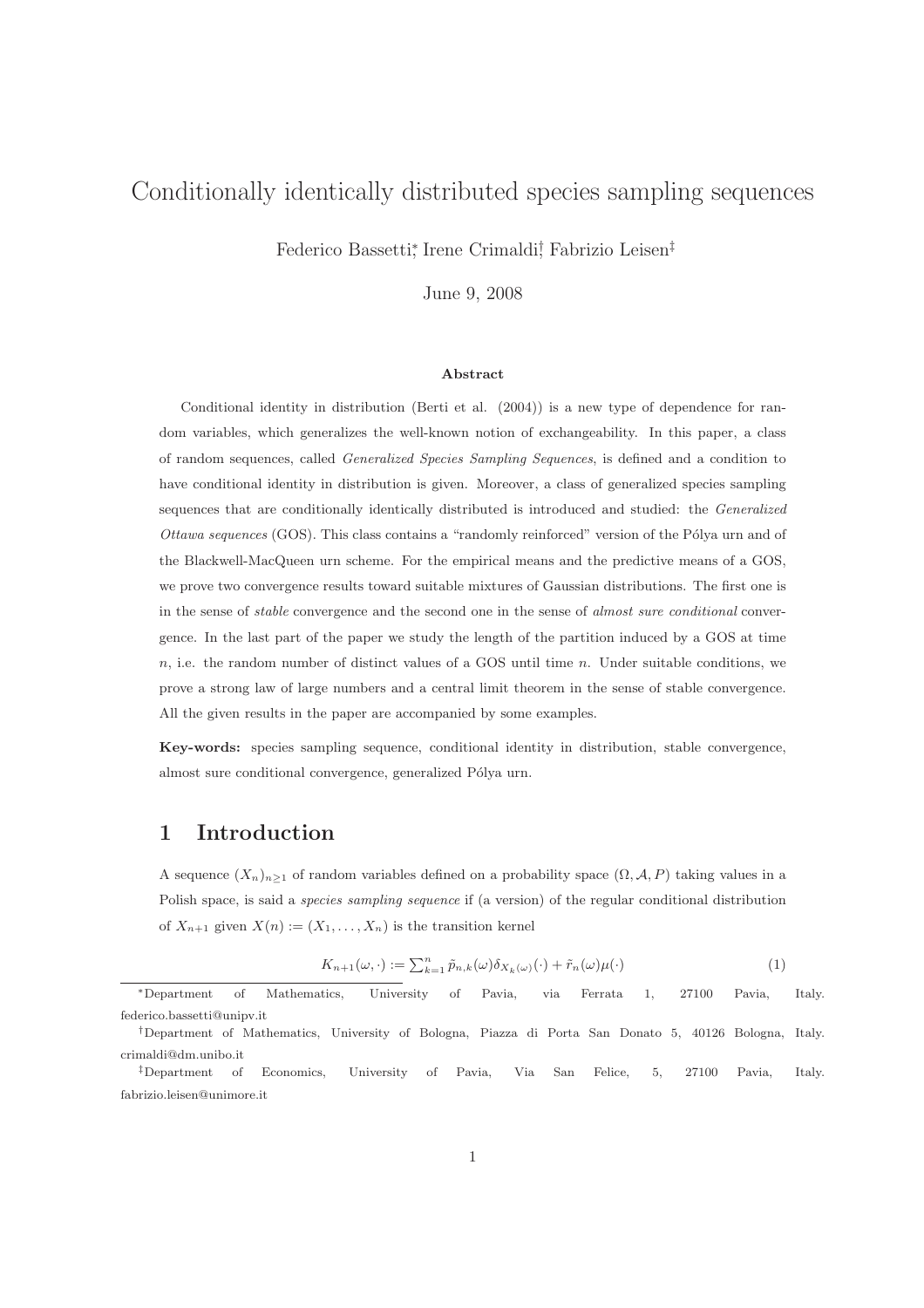# Conditionally identically distributed species sampling sequences

Federico Bassetti[*], Irene Crimaldi[†], Fabrizio Leisen[‡]

June 9, 2008

### Abstract

Conditional identity in distribution (Berti et al. (2004)) is a new type of dependence for random variables, which generalizes the well-known notion of exchangeability. In this paper, a class of random sequences, called *Generalized Species Sampling Sequences*, is defined and a condition to have conditional identity in distribution is given. Moreover, a class of generalized species sampling sequences that are conditionally identically distributed is introduced and studied: the *Generalized Ottawa sequences* (GOS). This class contains a "randomly reinforced" version of the Pólya urn and of the Blackwell-MacQueen urn scheme. For the empirical means and the predictive means of a GOS, we prove two convergence results toward suitable mixtures of Gaussian distributions. The first one is in the sense of *stable* convergence and the second one in the sense of *almost sure conditional* convergence. In the last part of the paper we study the length of the partition induced by a GOS at time $n$, i.e. the random number of distinct values of a GOS until time $n$. Under suitable conditions, we prove a strong law of large numbers and a central limit theorem in the sense of stable convergence. All the given results in the paper are accompanied by some examples.

**Key-words:** species sampling sequence, conditional identity in distribution, stable convergence, almost sure conditional convergence, generalized Pólya urn.

## 1 Introduction

A sequence $(X_n)_{n\geq 1}$ of random variables defined on a probability space $(\Omega, \mathcal{A}, P)$ taking values in a Polish space, is said a *species sampling sequence* if (a version) of the regular conditional distribution of $X_{n+1}$ given $X(n) := (X_1, \ldots, X_n)$ is the transition kernel

$$K_{n+1}(\omega, \cdot) := \textstyle\sum_{k=1}^{n} \tilde{p}_{n,k}(\omega)\delta_{X_k(\omega)}(\cdot) + \tilde{r}_n(\omega)\mu(\cdot) \tag{1}$$

---

[*] Department of Mathematics, University of Pavia, via Ferrata 1, 27100 Pavia, Italy. federico.bassetti@unipv.it

[†] Department of Mathematics, University of Bologna, Piazza di Porta San Donato 5, 40126 Bologna, Italy. crimaldi@dm.unibo.it

[‡] Department of Economics, University of Pavia, Via San Felice, 5, 27100 Pavia, Italy. fabrizio.leisen@unimore.it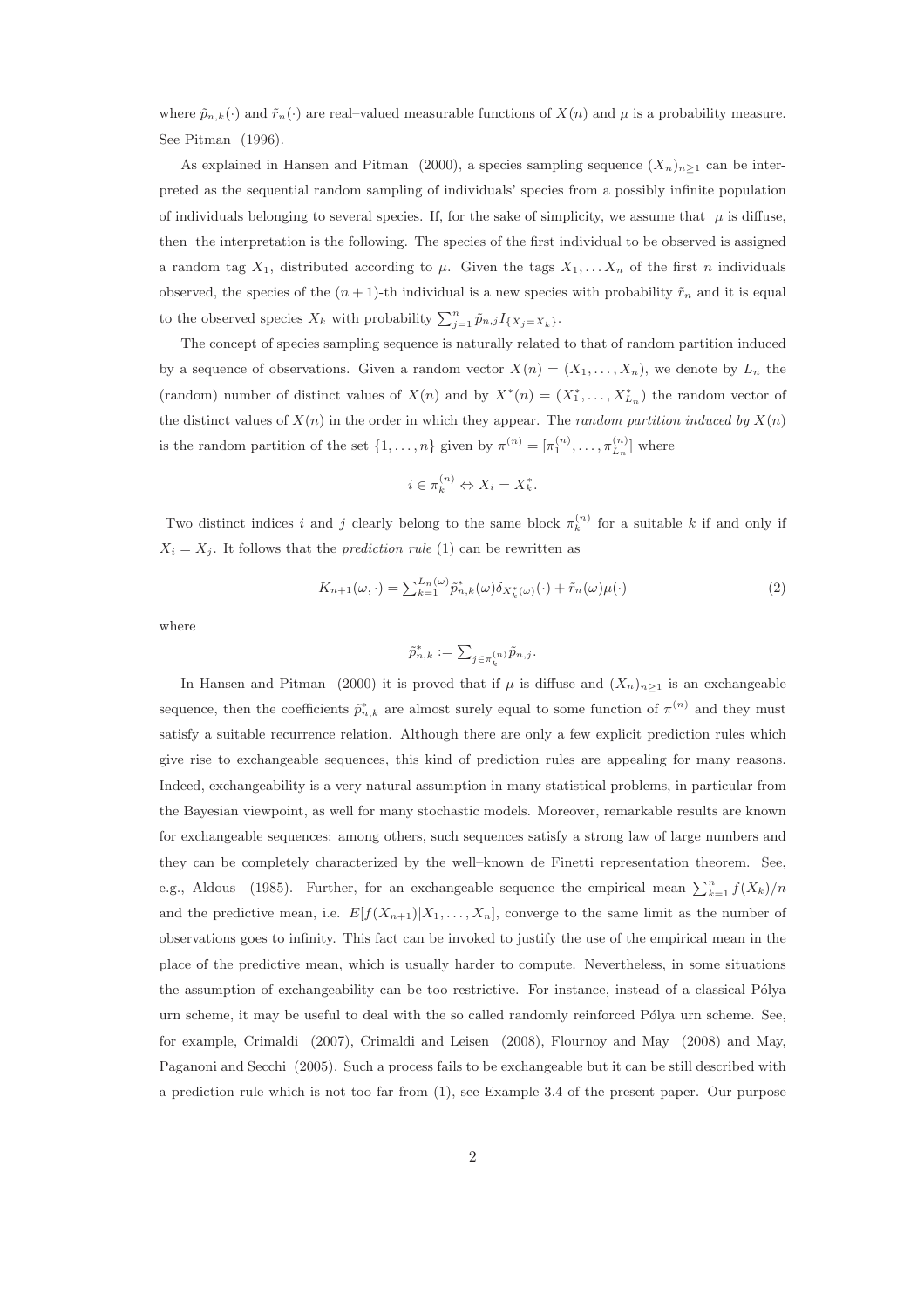where $\tilde{p}_{n,k}(\cdot)$ and $\tilde{r}_n(\cdot)$ are real–valued measurable functions of $X(n)$ and $\mu$ is a probability measure. See Pitman (1996).

As explained in Hansen and Pitman (2000), a species sampling sequence $(X_n)_{n\geq 1}$ can be interpreted as the sequential random sampling of individuals' species from a possibly infinite population of individuals belonging to several species. If, for the sake of simplicity, we assume that $\mu$ is diffuse, then the interpretation is the following. The species of the first individual to be observed is assigned a random tag $X_1$, distributed according to $\mu$. Given the tags $X_1, \dots X_n$ of the first $n$ individuals observed, the species of the $(n+1)$-th individual is a new species with probability $\tilde{r}_n$ and it is equal to the observed species $X_k$ with probability $\sum_{j=1}^{n} \tilde{p}_{n,j} I_{\{X_j = X_k\}}$.

The concept of species sampling sequence is naturally related to that of random partition induced by a sequence of observations. Given a random vector $X(n) = (X_1, \dots, X_n)$, we denote by $L_n$ the (random) number of distinct values of $X(n)$ and by $X^*(n) = (X_1^*, \dots, X_{L_n}^*)$ the random vector of the distinct values of $X(n)$ in the order in which they appear. The *random partition induced by* $X(n)$ is the random partition of the set $\{1, \dots, n\}$ given by $\pi^{(n)} = [\pi_1^{(n)}, \dots, \pi_{L_n}^{(n)}]$ where

$$i \in \pi_k^{(n)} \Leftrightarrow X_i = X_k^*.$$

Two distinct indices $i$ and $j$ clearly belong to the same block $\pi_k^{(n)}$ for a suitable $k$ if and only if $X_i = X_j$. It follows that the *prediction rule* (1) can be rewritten as

$$K_{n+1}(\omega, \cdot) = \sum_{k=1}^{L_n(\omega)} \tilde{p}_{n,k}^*(\omega) \delta_{X_k^*(\omega)}(\cdot) + \tilde{r}_n(\omega)\mu(\cdot) \tag{2}$$

where

$$\tilde{p}_{n,k}^* := \sum_{j \in \pi_k^{(n)}} \tilde{p}_{n,j}.$$

In Hansen and Pitman (2000) it is proved that if $\mu$ is diffuse and $(X_n)_{n\geq 1}$ is an exchangeable sequence, then the coefficients $\tilde{p}_{n,k}^*$ are almost surely equal to some function of $\pi^{(n)}$ and they must satisfy a suitable recurrence relation. Although there are only a few explicit prediction rules which give rise to exchangeable sequences, this kind of prediction rules are appealing for many reasons. Indeed, exchangeability is a very natural assumption in many statistical problems, in particular from the Bayesian viewpoint, as well for many stochastic models. Moreover, remarkable results are known for exchangeable sequences: among others, such sequences satisfy a strong law of large numbers and they can be completely characterized by the well–known de Finetti representation theorem. See, e.g., Aldous (1985). Further, for an exchangeable sequence the empirical mean $\sum_{k=1}^{n} f(X_k)/n$ and the predictive mean, i.e. $E[f(X_{n+1})|X_1, \dots, X_n]$, converge to the same limit as the number of observations goes to infinity. This fact can be invoked to justify the use of the empirical mean in the place of the predictive mean, which is usually harder to compute. Nevertheless, in some situations the assumption of exchangeability can be too restrictive. For instance, instead of a classical Pólya urn scheme, it may be useful to deal with the so called randomly reinforced Pólya urn scheme. See, for example, Crimaldi (2007), Crimaldi and Leisen (2008), Flournoy and May (2008) and May, Paganoni and Secchi (2005). Such a process fails to be exchangeable but it can be still described with a prediction rule which is not too far from (1), see Example 3.4 of the present paper. Our purpose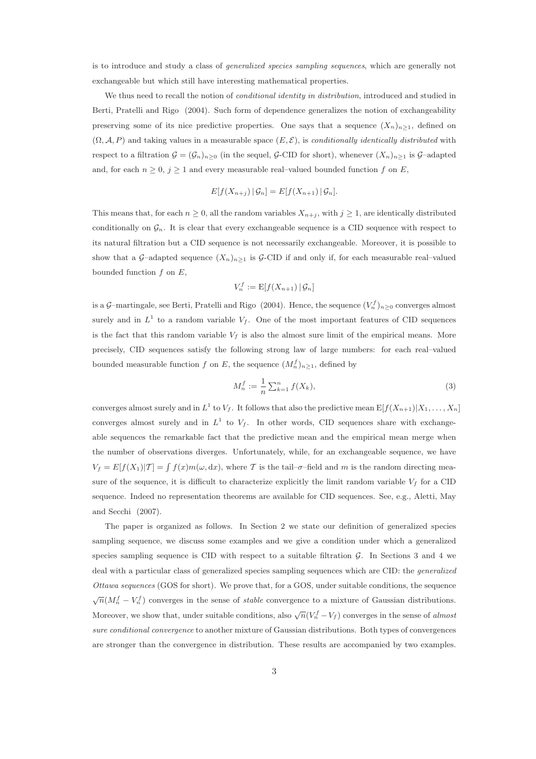is to introduce and study a class of *generalized species sampling sequences*, which are generally not exchangeable but which still have interesting mathematical properties.

We thus need to recall the notion of *conditional identity in distribution*, introduced and studied in Berti, Pratelli and Rigo (2004). Such form of dependence generalizes the notion of exchangeability preserving some of its nice predictive properties. One says that a sequence $(X_n)_{n\geq 1}$, defined on $(\Omega, \mathcal{A}, P)$ and taking values in a measurable space $(E, \mathcal{E})$, is *conditionally identically distributed* with respect to a filtration $\mathcal{G} = (\mathcal{G}_n)_{n\geq 0}$ (in the sequel, $\mathcal{G}$-CID for short), whenever $(X_n)_{n\geq 1}$ is $\mathcal{G}$–adapted and, for each $n \geq 0$, $j \geq 1$ and every measurable real–valued bounded function $f$ on $E$,

$$E[f(X_{n+j}) \,|\, \mathcal{G}_n] = E[f(X_{n+1}) \,|\, \mathcal{G}_n].$$

This means that, for each $n \geq 0$, all the random variables $X_{n+j}$, with $j \geq 1$, are identically distributed conditionally on $\mathcal{G}_n$. It is clear that every exchangeable sequence is a CID sequence with respect to its natural filtration but a CID sequence is not necessarily exchangeable. Moreover, it is possible to show that a $\mathcal{G}$–adapted sequence $(X_n)_{n\geq 1}$ is $\mathcal{G}$-CID if and only if, for each measurable real–valued bounded function $f$ on $E$,

$$V_n^f := \mathrm{E}[f(X_{n+1}) \,|\, \mathcal{G}_n]$$

is a $\mathcal{G}$–martingale, see Berti, Pratelli and Rigo (2004). Hence, the sequence $(V_n^f)_{n\geq 0}$ converges almost surely and in $L^1$ to a random variable $V_f$. One of the most important features of CID sequences is the fact that this random variable $V_f$ is also the almost sure limit of the empirical means. More precisely, CID sequences satisfy the following strong law of large numbers: for each real–valued bounded measurable function $f$ on $E$, the sequence $(M_n^f)_{n\geq 1}$, defined by

$$M_n^f := \frac{1}{n} \sum\nolimits_{k=1}^{n} f(X_k), \tag{3}$$

converges almost surely and in $L^1$ to $V_f$. It follows that also the predictive mean $\mathrm{E}[f(X_{n+1})|X_1, \ldots, X_n]$ converges almost surely and in $L^1$ to $V_f$. In other words, CID sequences share with exchangeable sequences the remarkable fact that the predictive mean and the empirical mean merge when the number of observations diverges. Unfortunately, while, for an exchangeable sequence, we have $V_f = E[f(X_1)|\mathcal{T}] = \int f(x)m(\omega, dx)$, where $\mathcal{T}$ is the tail–$\sigma$–field and $m$ is the random directing measure of the sequence, it is difficult to characterize explicitly the limit random variable $V_f$ for a CID sequence. Indeed no representation theorems are available for CID sequences. See, e.g., Aletti, May and Secchi (2007).

The paper is organized as follows. In Section 2 we state our definition of generalized species sampling sequence, we discuss some examples and we give a condition under which a generalized species sampling sequence is CID with respect to a suitable filtration $\mathcal{G}$. In Sections 3 and 4 we deal with a particular class of generalized species sampling sequences which are CID: the *generalized Ottawa sequences* (GOS for short). We prove that, for a GOS, under suitable conditions, the sequence $\sqrt{n}(M_n^f - V_n^f)$ converges in the sense of *stable* convergence to a mixture of Gaussian distributions. Moreover, we show that, under suitable conditions, also $\sqrt{n}(V_n^f - V_f)$ converges in the sense of *almost sure conditional convergence* to another mixture of Gaussian distributions. Both types of convergences are stronger than the convergence in distribution. These results are accompanied by two examples.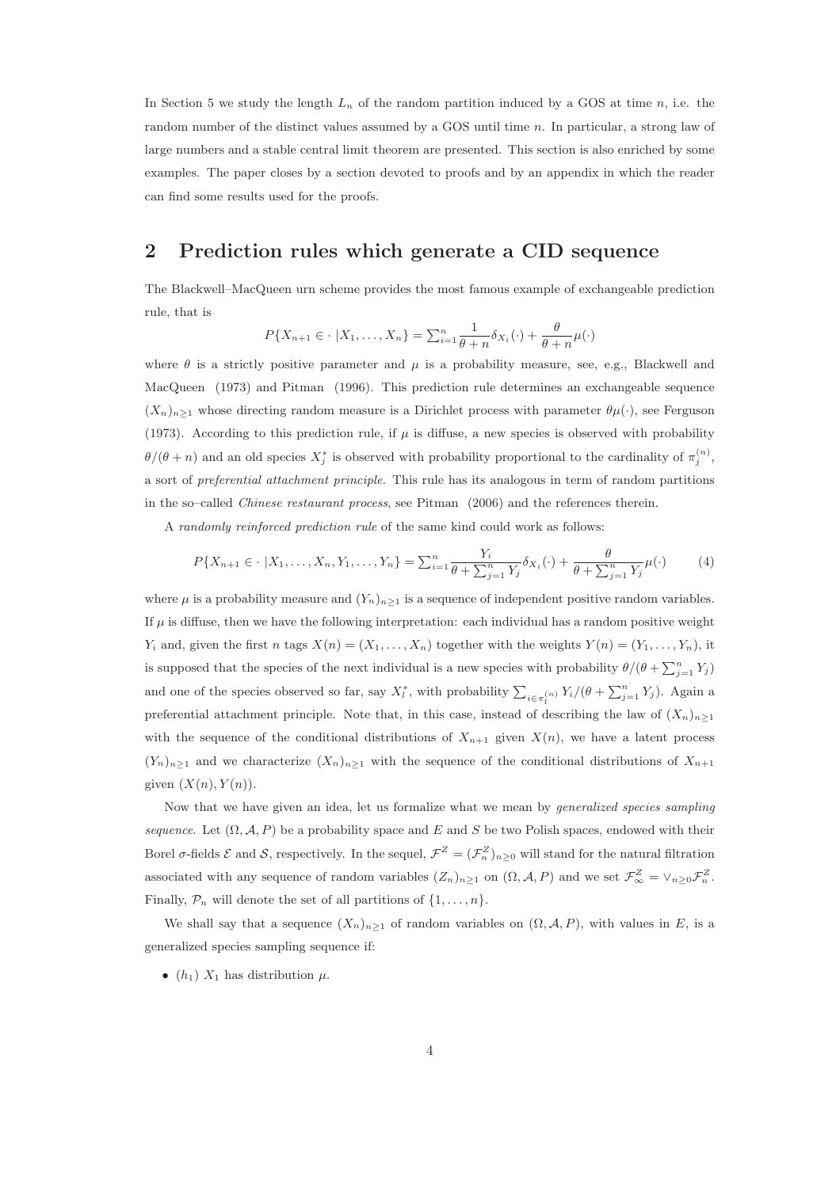In Section 5 we study the length $L_n$ of the random partition induced by a GOS at time $n$, i.e. the random number of the distinct values assumed by a GOS until time $n$. In particular, a strong law of large numbers and a stable central limit theorem are presented. This section is also enriched by some examples. The paper closes by a section devoted to proofs and by an appendix in which the reader can find some results used for the proofs.

## 2 Prediction rules which generate a CID sequence

The Blackwell–MacQueen urn scheme provides the most famous example of exchangeable prediction rule, that is

$$P\{X_{n+1} \in \cdot \,|X_1, \dots, X_n\} = \textstyle\sum_{i=1}^{n} \dfrac{1}{\theta + n}\delta_{X_i}(\cdot) + \dfrac{\theta}{\theta + n}\mu(\cdot)$$

where $\theta$ is a strictly positive parameter and $\mu$ is a probability measure, see, e.g., Blackwell and MacQueen (1973) and Pitman (1996). This prediction rule determines an exchangeable sequence $(X_n)_{n\geq 1}$ whose directing random measure is a Dirichlet process with parameter $\theta\mu(\cdot)$, see Ferguson (1973). According to this prediction rule, if $\mu$ is diffuse, a new species is observed with probability $\theta/(\theta + n)$ and an old species $X_j^*$ is observed with probability proportional to the cardinality of $\pi_j^{(n)}$, a sort of *preferential attachment principle*. This rule has its analogous in term of random partitions in the so–called *Chinese restaurant process*, see Pitman (2006) and the references therein.

A *randomly reinforced prediction rule* of the same kind could work as follows:

$$P\{X_{n+1} \in \cdot \,|X_1, \dots, X_n, Y_1, \dots, Y_n\} = \textstyle\sum_{i=1}^{n} \dfrac{Y_i}{\theta + \sum_{j=1}^{n} Y_j}\delta_{X_i}(\cdot) + \dfrac{\theta}{\theta + \sum_{j=1}^{n} Y_j}\mu(\cdot) \tag{4}$$

where $\mu$ is a probability measure and $(Y_n)_{n\geq 1}$ is a sequence of independent positive random variables. If $\mu$ is diffuse, then we have the following interpretation: each individual has a random positive weight $Y_i$ and, given the first $n$ tags $X(n) = (X_1, \dots, X_n)$ together with the weights $Y(n) = (Y_1, \dots, Y_n)$, it is supposed that the species of the next individual is a new species with probability $\theta/(\theta + \sum_{j=1}^{n} Y_j)$ and one of the species observed so far, say $X_l^*$, with probability $\sum_{i \in \pi_l^{(n)}} Y_i/(\theta + \sum_{j=1}^{n} Y_j)$. Again a preferential attachment principle. Note that, in this case, instead of describing the law of $(X_n)_{n\geq 1}$ with the sequence of the conditional distributions of $X_{n+1}$ given $X(n)$, we have a latent process $(Y_n)_{n\geq 1}$ and we characterize $(X_n)_{n\geq 1}$ with the sequence of the conditional distributions of $X_{n+1}$ given $(X(n), Y(n))$.

Now that we have given an idea, let us formalize what we mean by *generalized species sampling sequence*. Let $(\Omega, \mathcal{A}, P)$ be a probability space and $E$ and $S$ be two Polish spaces, endowed with their Borel $\sigma$-fields $\mathcal{E}$ and $\mathcal{S}$, respectively. In the sequel, $\mathcal{F}^Z = (\mathcal{F}_n^Z)_{n\geq 0}$ will stand for the natural filtration associated with any sequence of random variables $(Z_n)_{n\geq 1}$ on $(\Omega, \mathcal{A}, P)$ and we set $\mathcal{F}_\infty^Z = \vee_{n\geq 0}\mathcal{F}_n^Z$. Finally, $\mathcal{P}_n$ will denote the set of all partitions of $\{1, \dots, n\}$.

We shall say that a sequence $(X_n)_{n\geq 1}$ of random variables on $(\Omega, \mathcal{A}, P)$, with values in $E$, is a generalized species sampling sequence if:

- $(h_1)$ $X_1$ has distribution $\mu$.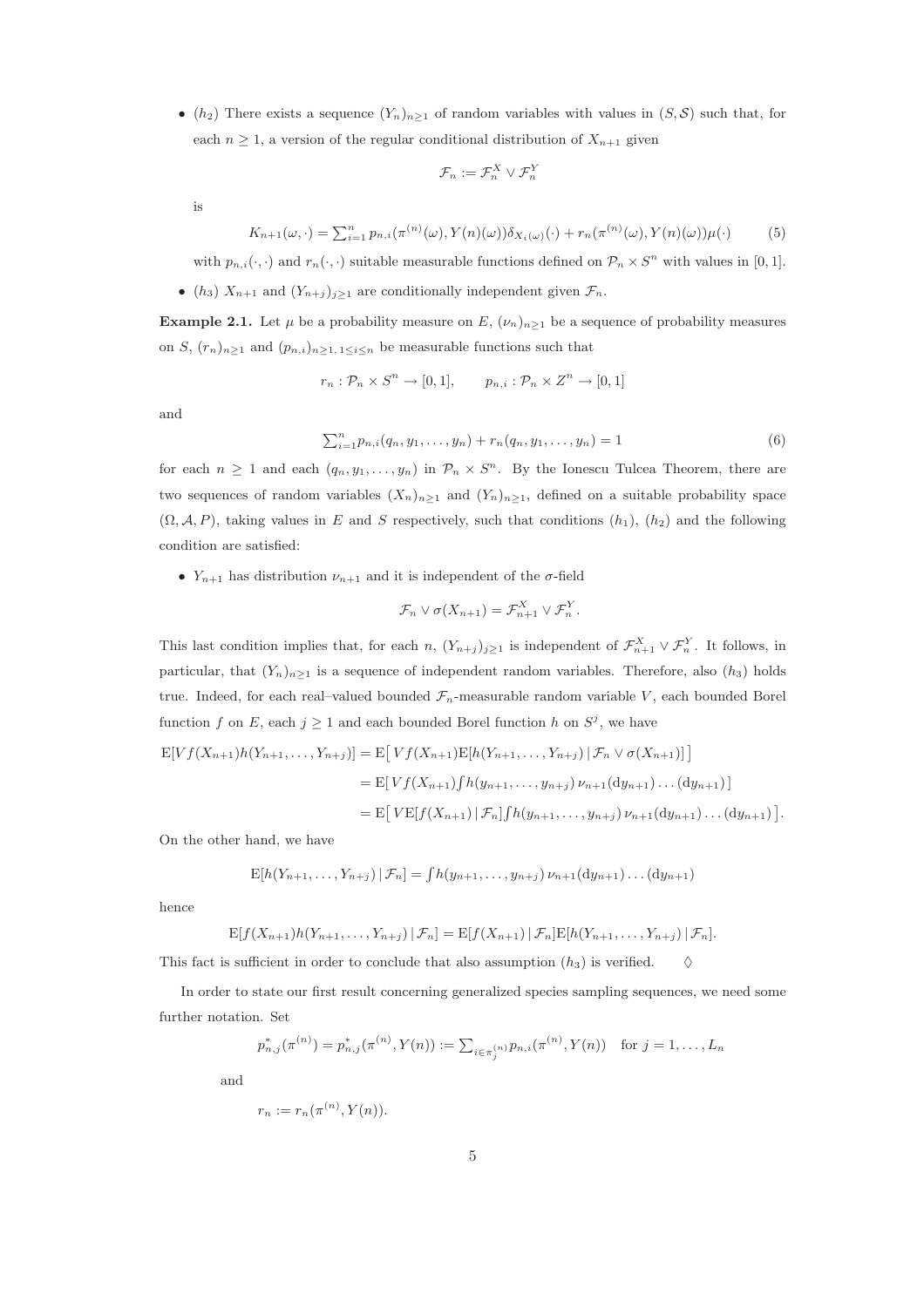- $(h_2)$ There exists a sequence $(Y_n)_{n\geq 1}$ of random variables with values in $(S, \mathcal{S})$ such that, for each $n \geq 1$, a version of the regular conditional distribution of $X_{n+1}$ given

$$\mathcal{F}_n := \mathcal{F}_n^X \vee \mathcal{F}_n^Y$$

is

$$K_{n+1}(\omega, \cdot) = \textstyle\sum_{i=1}^n p_{n,i}(\pi^{(n)}(\omega), Y(n)(\omega))\delta_{X_i(\omega)}(\cdot) + r_n(\pi^{(n)}(\omega), Y(n)(\omega))\mu(\cdot) \tag{5}$$

with $p_{n,i}(\cdot,\cdot)$ and $r_n(\cdot,\cdot)$ suitable measurable functions defined on $\mathcal{P}_n \times S^n$ with values in $[0,1]$.

- $(h_3)$ $X_{n+1}$ and $(Y_{n+j})_{j\geq 1}$ are conditionally independent given $\mathcal{F}_n$.

**Example 2.1.** Let $\mu$ be a probability measure on $E$, $(\nu_n)_{n\geq 1}$ be a sequence of probability measures on $S$, $(r_n)_{n\geq 1}$ and $(p_{n,i})_{n\geq 1,\, 1\leq i\leq n}$ be measurable functions such that

$$r_n : \mathcal{P}_n \times S^n \to [0,1], \qquad p_{n,i} : \mathcal{P}_n \times Z^n \to [0,1]$$

and

$$\textstyle\sum_{i=1}^n p_{n,i}(q_n, y_1, \dots, y_n) + r_n(q_n, y_1, \dots, y_n) = 1 \tag{6}$$

for each $n \geq 1$ and each $(q_n, y_1, \dots, y_n)$ in $\mathcal{P}_n \times S^n$. By the Ionescu Tulcea Theorem, there are two sequences of random variables $(X_n)_{n\geq 1}$ and $(Y_n)_{n\geq 1}$, defined on a suitable probability space $(\Omega, \mathcal{A}, P)$, taking values in $E$ and $S$ respectively, such that conditions $(h_1)$, $(h_2)$ and the following condition are satisfied:

- $Y_{n+1}$ has distribution $\nu_{n+1}$ and it is independent of the $\sigma$-field

$$\mathcal{F}_n \vee \sigma(X_{n+1}) = \mathcal{F}_{n+1}^X \vee \mathcal{F}_n^Y.$$

This last condition implies that, for each $n$, $(Y_{n+j})_{j\geq 1}$ is independent of $\mathcal{F}_{n+1}^X \vee \mathcal{F}_n^Y$. It follows, in particular, that $(Y_n)_{n\geq 1}$ is a sequence of independent random variables. Therefore, also $(h_3)$ holds true. Indeed, for each real–valued bounded $\mathcal{F}_n$-measurable random variable $V$, each bounded Borel function $f$ on $E$, each $j \geq 1$ and each bounded Borel function $h$ on $S^j$, we have

$$\begin{aligned}
\mathrm{E}[Vf(X_{n+1})h(Y_{n+1}, \dots, Y_{n+j})] &= \mathrm{E}\big[\, Vf(X_{n+1})\mathrm{E}[h(Y_{n+1}, \dots, Y_{n+j}) \,|\, \mathcal{F}_n \vee \sigma(X_{n+1})]\,\big] \\
&= \mathrm{E}[\, Vf(X_{n+1}) \textstyle\int h(y_{n+1}, \dots, y_{n+j})\, \nu_{n+1}(\mathrm{d}y_{n+1}) \dots (\mathrm{d}y_{n+1})\,] \\
&= \mathrm{E}\big[\, V\mathrm{E}[f(X_{n+1}) \,|\, \mathcal{F}_n] \textstyle\int h(y_{n+1}, \dots, y_{n+j})\, \nu_{n+1}(\mathrm{d}y_{n+1}) \dots (\mathrm{d}y_{n+1})\,\big].
\end{aligned}$$

On the other hand, we have

$$\mathrm{E}[h(Y_{n+1}, \dots, Y_{n+j}) \,|\, \mathcal{F}_n] = \textstyle\int h(y_{n+1}, \dots, y_{n+j})\, \nu_{n+1}(\mathrm{d}y_{n+1}) \dots (\mathrm{d}y_{n+1})$$

hence

$$\mathrm{E}[f(X_{n+1})h(Y_{n+1}, \dots, Y_{n+j}) \,|\, \mathcal{F}_n] = \mathrm{E}[f(X_{n+1}) \,|\, \mathcal{F}_n]\mathrm{E}[h(Y_{n+1}, \dots, Y_{n+j}) \,|\, \mathcal{F}_n].$$

This fact is sufficient in order to conclude that also assumption $(h_3)$ is verified. $\diamondsuit$

In order to state our first result concerning generalized species sampling sequences, we need some further notation. Set

$$p_{n,j}^*(\pi^{(n)}) = p_{n,j}^*(\pi^{(n)}, Y(n)) := \textstyle\sum_{i\in\pi_j^{(n)}} p_{n,i}(\pi^{(n)}, Y(n)) \quad \text{for } j = 1, \dots, L_n$$

and

$$r_n := r_n(\pi^{(n)}, Y(n)).$$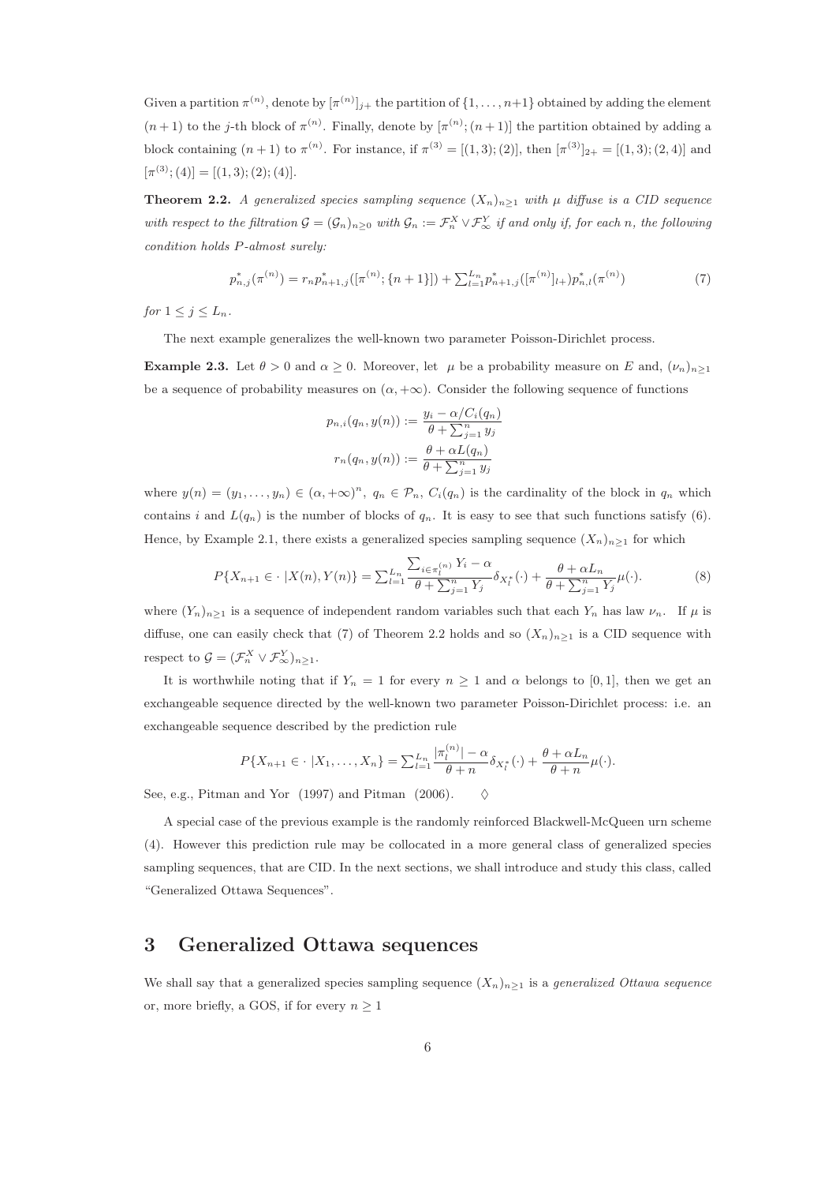Given a partition $\pi^{(n)}$, denote by $[\pi^{(n)}]_{j+}$ the partition of $\{1,\dots,n+1\}$ obtained by adding the element $(n+1)$ to the $j$-th block of $\pi^{(n)}$. Finally, denote by $[\pi^{(n)};(n+1)]$ the partition obtained by adding a block containing $(n+1)$ to $\pi^{(n)}$. For instance, if $\pi^{(3)} = [(1,3);(2)]$, then $[\pi^{(3)}]_{2+} = [(1,3);(2,4)]$ and $[\pi^{(3)};(4)] = [(1,3);(2);(4)]$.

**Theorem 2.2.** *A generalized species sampling sequence $(X_n)_{n\geq 1}$ with $\mu$ diffuse is a CID sequence with respect to the filtration $\mathcal{G} = (\mathcal{G}_n)_{n\geq 0}$ with $\mathcal{G}_n := \mathcal{F}_n^X \vee \mathcal{F}_\infty^Y$ if and only if, for each $n$, the following condition holds $P$-almost surely:*

$$p^*_{n,j}(\pi^{(n)}) = r_n p^*_{n+1,j}([\pi^{(n)};\{n+1\}]) + \textstyle\sum_{l=1}^{L_n} p^*_{n+1,j}([\pi^{(n)}]_{l+}) p^*_{n,l}(\pi^{(n)}) \tag{7}$$

*for $1 \leq j \leq L_n$.*

The next example generalizes the well-known two parameter Poisson-Dirichlet process.

**Example 2.3.** Let $\theta > 0$ and $\alpha \geq 0$. Moreover, let $\mu$ be a probability measure on $E$ and, $(\nu_n)_{n\geq 1}$ be a sequence of probability measures on $(\alpha, +\infty)$. Consider the following sequence of functions

$$p_{n,i}(q_n, y(n)) := \frac{y_i - \alpha/C_i(q_n)}{\theta + \sum_{j=1}^n y_j}$$

$$r_n(q_n, y(n)) := \frac{\theta + \alpha L(q_n)}{\theta + \sum_{j=1}^n y_j}$$

where $y(n) = (y_1,\dots,y_n) \in (\alpha,+\infty)^n$, $q_n \in \mathcal{P}_n$, $C_i(q_n)$ is the cardinality of the block in $q_n$ which contains $i$ and $L(q_n)$ is the number of blocks of $q_n$. It is easy to see that such functions satisfy (6). Hence, by Example 2.1, there exists a generalized species sampling sequence $(X_n)_{n\geq 1}$ for which

$$P\{X_{n+1} \in \cdot \,|X(n), Y(n)\} = \textstyle\sum_{l=1}^{L_n} \frac{\sum_{i\in\pi_l^{(n)}} Y_i - \alpha}{\theta + \sum_{j=1}^n Y_j}\delta_{X_l^*}(\cdot) + \frac{\theta + \alpha L_n}{\theta + \sum_{j=1}^n Y_j}\mu(\cdot). \tag{8}$$

where $(Y_n)_{n\geq 1}$ is a sequence of independent random variables such that each $Y_n$ has law $\nu_n$. If $\mu$ is diffuse, one can easily check that (7) of Theorem 2.2 holds and so $(X_n)_{n\geq 1}$ is a CID sequence with respect to $\mathcal{G} = (\mathcal{F}_n^X \vee \mathcal{F}_\infty^Y)_{n\geq 1}$.

It is worthwhile noting that if $Y_n = 1$ for every $n \geq 1$ and $\alpha$ belongs to $[0,1]$, then we get an exchangeable sequence directed by the well-known two parameter Poisson-Dirichlet process: i.e. an exchangeable sequence described by the prediction rule

$$P\{X_{n+1} \in \cdot \,|X_1,\dots,X_n\} = \textstyle\sum_{l=1}^{L_n} \frac{|\pi_l^{(n)}| - \alpha}{\theta + n}\delta_{X_l^*}(\cdot) + \frac{\theta + \alpha L_n}{\theta + n}\mu(\cdot).$$

See, e.g., Pitman and Yor (1997) and Pitman (2006). $\Diamond$

A special case of the previous example is the randomly reinforced Blackwell-McQueen urn scheme (4). However this prediction rule may be collocated in a more general class of generalized species sampling sequences, that are CID. In the next sections, we shall introduce and study this class, called "Generalized Ottawa Sequences".

## 3 Generalized Ottawa sequences

We shall say that a generalized species sampling sequence $(X_n)_{n\geq 1}$ is a *generalized Ottawa sequence* or, more briefly, a GOS, if for every $n \geq 1$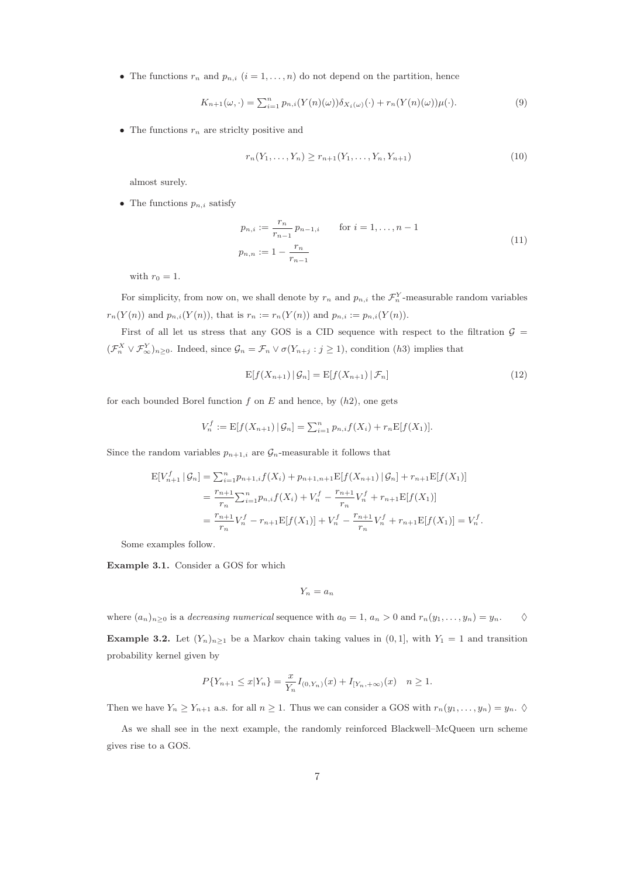- The functions $r_n$ and $p_{n,i}$ $(i = 1, \dots, n)$ do not depend on the partition, hence

$$K_{n+1}(\omega, \cdot) = \sum_{i=1}^{n} p_{n,i}(Y(n)(\omega))\delta_{X_i(\omega)}(\cdot) + r_n(Y(n)(\omega))\mu(\cdot). \tag{9}$$

- The functions $r_n$ are striclty positive and

$$r_n(Y_1, \dots, Y_n) \geq r_{n+1}(Y_1, \dots, Y_n, Y_{n+1}) \tag{10}$$

  almost surely.

- The functions $p_{n,i}$ satisfy

$$\begin{aligned} p_{n,i} &:= \frac{r_n}{r_{n-1}} p_{n-1,i} \qquad \text{for } i = 1, \dots, n-1 \\ p_{n,n} &:= 1 - \frac{r_n}{r_{n-1}} \end{aligned} \tag{11}$$

  with $r_0 = 1$.

For simplicity, from now on, we shall denote by $r_n$ and $p_{n,i}$ the $\mathcal{F}_n^Y$-measurable random variables $r_n(Y(n))$ and $p_{n,i}(Y(n))$, that is $r_n := r_n(Y(n))$ and $p_{n,i} := p_{n,i}(Y(n))$.

First of all let us stress that any GOS is a CID sequence with respect to the filtration $\mathcal{G} = (\mathcal{F}_n^X \vee \mathcal{F}_\infty^Y)_{n\geq 0}$. Indeed, since $\mathcal{G}_n = \mathcal{F}_n \vee \sigma(Y_{n+j} : j \geq 1)$, condition $(h3)$ implies that

$$\mathrm{E}[f(X_{n+1}) \,|\, \mathcal{G}_n] = \mathrm{E}[f(X_{n+1}) \,|\, \mathcal{F}_n] \tag{12}$$

for each bounded Borel function $f$ on $E$ and hence, by $(h2)$, one gets

$$V_n^f := \mathrm{E}[f(X_{n+1}) \,|\, \mathcal{G}_n] = \sum_{i=1}^{n} p_{n,i} f(X_i) + r_n \mathrm{E}[f(X_1)].$$

Since the random variables $p_{n+1,i}$ are $\mathcal{G}_n$-measurable it follows that

$$\begin{aligned} \mathrm{E}[V_{n+1}^f \,|\, \mathcal{G}_n] &= \sum_{i=1}^{n} p_{n+1,i} f(X_i) + p_{n+1,n+1} \mathrm{E}[f(X_{n+1}) \,|\, \mathcal{G}_n] + r_{n+1}\mathrm{E}[f(X_1)] \\ &= \frac{r_{n+1}}{r_n} \sum_{i=1}^{n} p_{n,i} f(X_i) + V_n^f - \frac{r_{n+1}}{r_n} V_n^f + r_{n+1}\mathrm{E}[f(X_1)] \\ &= \frac{r_{n+1}}{r_n} V_n^f - r_{n+1}\mathrm{E}[f(X_1)] + V_n^f - \frac{r_{n+1}}{r_n} V_n^f + r_{n+1}\mathrm{E}[f(X_1)] = V_n^f. \end{aligned}$$

Some examples follow.

**Example 3.1.** Consider a GOS for which

$$Y_n = a_n$$

where $(a_n)_{n\geq 0}$ is a *decreasing numerical* sequence with $a_0 = 1$, $a_n > 0$ and $r_n(y_1, \dots, y_n) = y_n$. $\diamondsuit$

**Example 3.2.** Let $(Y_n)_{n\geq 1}$ be a Markov chain taking values in $(0, 1]$, with $Y_1 = 1$ and transition probability kernel given by

$$P\{Y_{n+1} \leq x | Y_n\} = \frac{x}{Y_n} I_{(0,Y_n)}(x) + I_{[Y_n,+\infty)}(x) \quad n \geq 1.$$

Then we have $Y_n \geq Y_{n+1}$ a.s. for all $n \geq 1$. Thus we can consider a GOS with $r_n(y_1, \dots, y_n) = y_n$. $\diamondsuit$

As we shall see in the next example, the randomly reinforced Blackwell–McQueen urn scheme gives rise to a GOS.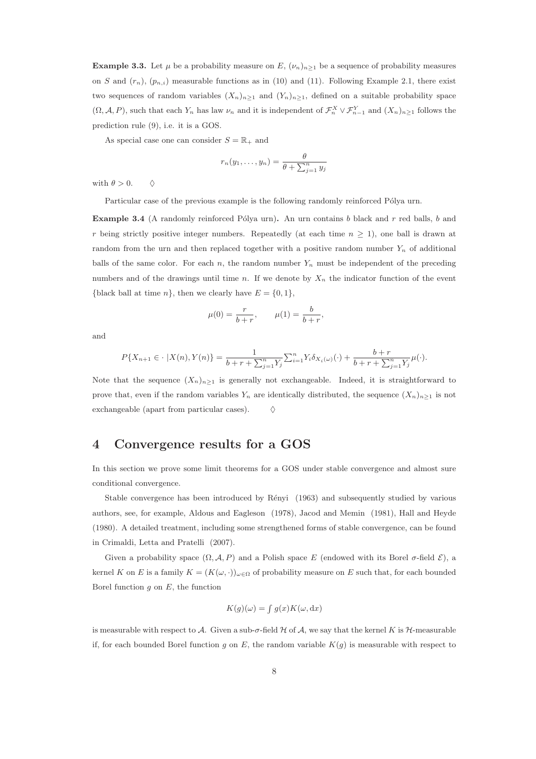**Example 3.3.** Let $\mu$ be a probability measure on $E$, $(\nu_n)_{n\geq 1}$ be a sequence of probability measures on $S$ and $(r_n)$, $(p_{n,i})$ measurable functions as in (10) and (11). Following Example 2.1, there exist two sequences of random variables $(X_n)_{n\geq 1}$ and $(Y_n)_{n\geq 1}$, defined on a suitable probability space $(\Omega, \mathcal{A}, P)$, such that each $Y_n$ has law $\nu_n$ and it is independent of $\mathcal{F}_n^X \vee \mathcal{F}_{n-1}^Y$ and $(X_n)_{n\geq 1}$ follows the prediction rule (9), i.e. it is a GOS.

As special case one can consider $S = \mathbb{R}_+$ and

$$r_n(y_1, \ldots, y_n) = \frac{\theta}{\theta + \sum_{j=1}^n y_j}$$

with $\theta > 0$. $\diamondsuit$

Particular case of the previous example is the following randomly reinforced Pólya urn.

**Example 3.4** (A randomly reinforced Pólya urn)**.** An urn contains $b$ black and $r$ red balls, $b$ and $r$ being strictly positive integer numbers. Repeatedly (at each time $n \geq 1$), one ball is drawn at random from the urn and then replaced together with a positive random number $Y_n$ of additional balls of the same color. For each $n$, the random number $Y_n$ must be independent of the preceding numbers and of the drawings until time $n$. If we denote by $X_n$ the indicator function of the event {black ball at time $n$}, then we clearly have $E = \{0, 1\}$,

$$\mu(0) = \frac{r}{b+r}, \qquad \mu(1) = \frac{b}{b+r},$$

and

$$P\{X_{n+1} \in \cdot\, | X(n), Y(n)\} = \frac{1}{b + r + \sum_{j=1}^n Y_j} \sum_{i=1}^n Y_i \delta_{X_i(\omega)}(\cdot) + \frac{b+r}{b + r + \sum_{j=1}^n Y_j} \mu(\cdot).$$

Note that the sequence $(X_n)_{n\geq 1}$ is generally not exchangeable. Indeed, it is straightforward to prove that, even if the random variables $Y_n$ are identically distributed, the sequence $(X_n)_{n\geq 1}$ is not exchangeable (apart from particular cases). $\diamondsuit$

# 4 Convergence results for a GOS

In this section we prove some limit theorems for a GOS under stable convergence and almost sure conditional convergence.

Stable convergence has been introduced by Rényi (1963) and subsequently studied by various authors, see, for example, Aldous and Eagleson (1978), Jacod and Memin (1981), Hall and Heyde (1980). A detailed treatment, including some strengthened forms of stable convergence, can be found in Crimaldi, Letta and Pratelli (2007).

Given a probability space $(\Omega, \mathcal{A}, P)$ and a Polish space $E$ (endowed with its Borel $\sigma$-field $\mathcal{E}$), a kernel $K$ on $E$ is a family $K = (K(\omega, \cdot))_{\omega\in\Omega}$ of probability measure on $E$ such that, for each bounded Borel function $g$ on $E$, the function

$$K(g)(\omega) = \int g(x) K(\omega, \mathrm{d}x)$$

is measurable with respect to $\mathcal{A}$. Given a sub-$\sigma$-field $\mathcal{H}$ of $\mathcal{A}$, we say that the kernel $K$ is $\mathcal{H}$-measurable if, for each bounded Borel function $g$ on $E$, the random variable $K(g)$ is measurable with respect to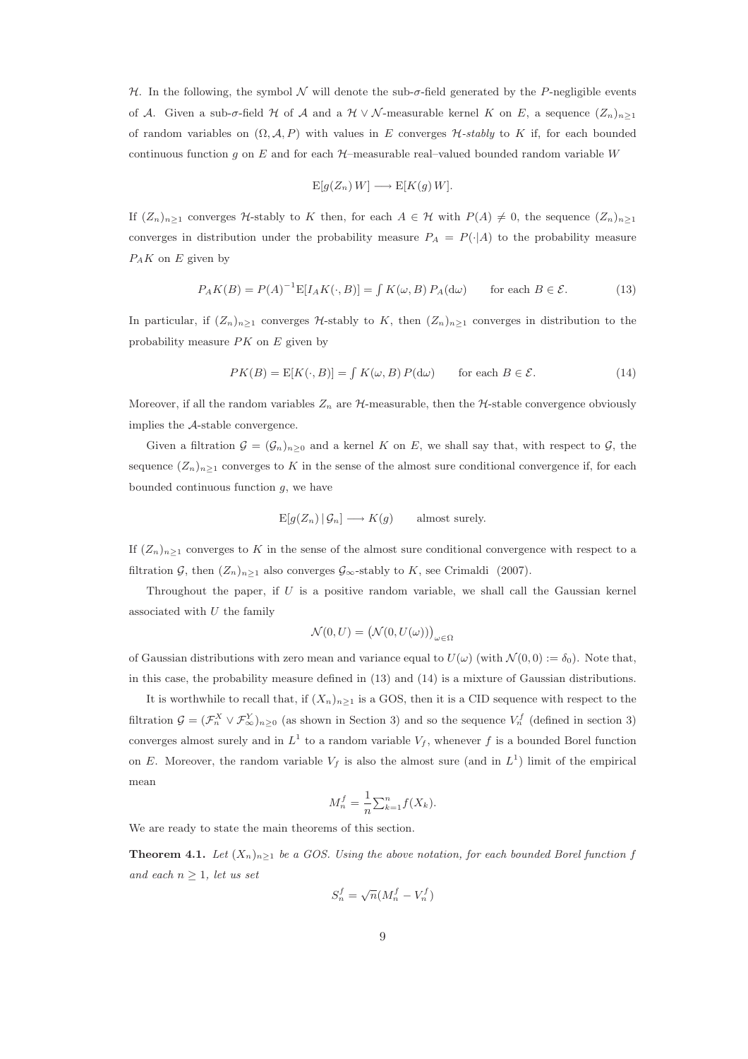$\mathcal{H}$. In the following, the symbol $\mathcal{N}$ will denote the sub-$\sigma$-field generated by the $P$-negligible events of $\mathcal{A}$. Given a sub-$\sigma$-field $\mathcal{H}$ of $\mathcal{A}$ and a $\mathcal{H} \vee \mathcal{N}$-measurable kernel $K$ on $E$, a sequence $(Z_n)_{n\geq 1}$ of random variables on $(\Omega, \mathcal{A}, P)$ with values in $E$ converges $\mathcal{H}$*-stably* to $K$ if, for each bounded continuous function $g$ on $E$ and for each $\mathcal{H}$–measurable real–valued bounded random variable $W$

$$\mathrm{E}[g(Z_n)\, W] \longrightarrow \mathrm{E}[K(g)\, W].$$

If $(Z_n)_{n\geq 1}$ converges $\mathcal{H}$-stably to $K$ then, for each $A \in \mathcal{H}$ with $P(A) \neq 0$, the sequence $(Z_n)_{n\geq 1}$ converges in distribution under the probability measure $P_A = P(\cdot|A)$ to the probability measure $P_A K$ on $E$ given by

$$P_A K(B) = P(A)^{-1}\mathrm{E}[I_A K(\cdot, B)] = \int K(\omega, B)\, P_A(\mathrm{d}\omega) \qquad \text{for each } B \in \mathcal{E}. \tag{13}$$

In particular, if $(Z_n)_{n\geq 1}$ converges $\mathcal{H}$-stably to $K$, then $(Z_n)_{n\geq 1}$ converges in distribution to the probability measure $PK$ on $E$ given by

$$PK(B) = \mathrm{E}[K(\cdot, B)] = \int K(\omega, B)\, P(\mathrm{d}\omega) \qquad \text{for each } B \in \mathcal{E}. \tag{14}$$

Moreover, if all the random variables $Z_n$ are $\mathcal{H}$-measurable, then the $\mathcal{H}$-stable convergence obviously implies the $\mathcal{A}$-stable convergence.

Given a filtration $\mathcal{G} = (\mathcal{G}_n)_{n\geq 0}$ and a kernel $K$ on $E$, we shall say that, with respect to $\mathcal{G}$, the sequence $(Z_n)_{n\geq 1}$ converges to $K$ in the sense of the almost sure conditional convergence if, for each bounded continuous function $g$, we have

$$\mathrm{E}[g(Z_n)\,|\,\mathcal{G}_n] \longrightarrow K(g) \qquad \text{almost surely.}$$

If $(Z_n)_{n\geq 1}$ converges to $K$ in the sense of the almost sure conditional convergence with respect to a filtration $\mathcal{G}$, then $(Z_n)_{n\geq 1}$ also converges $\mathcal{G}_\infty$-stably to $K$, see Crimaldi (2007).

Throughout the paper, if $U$ is a positive random variable, we shall call the Gaussian kernel associated with $U$ the family

$$\mathcal{N}(0, U) = \big(\mathcal{N}(0, U(\omega))\big)_{\omega\in\Omega}$$

of Gaussian distributions with zero mean and variance equal to $U(\omega)$ (with $\mathcal{N}(0, 0) := \delta_0$). Note that, in this case, the probability measure defined in (13) and (14) is a mixture of Gaussian distributions.

It is worthwhile to recall that, if $(X_n)_{n\geq 1}$ is a GOS, then it is a CID sequence with respect to the filtration $\mathcal{G} = (\mathcal{F}_n^X \vee \mathcal{F}_\infty^Y)_{n\geq 0}$ (as shown in Section 3) and so the sequence $V_n^f$ (defined in section 3) converges almost surely and in $L^1$ to a random variable $V_f$, whenever $f$ is a bounded Borel function on $E$. Moreover, the random variable $V_f$ is also the almost sure (and in $L^1$) limit of the empirical mean

$$M_n^f = \frac{1}{n}\sum_{k=1}^n f(X_k).$$

We are ready to state the main theorems of this section.

**Theorem 4.1.** *Let $(X_n)_{n\geq 1}$ be a GOS. Using the above notation, for each bounded Borel function $f$ and each $n \geq 1$, let us set*

$$S_n^f = \sqrt{n}(M_n^f - V_n^f)$$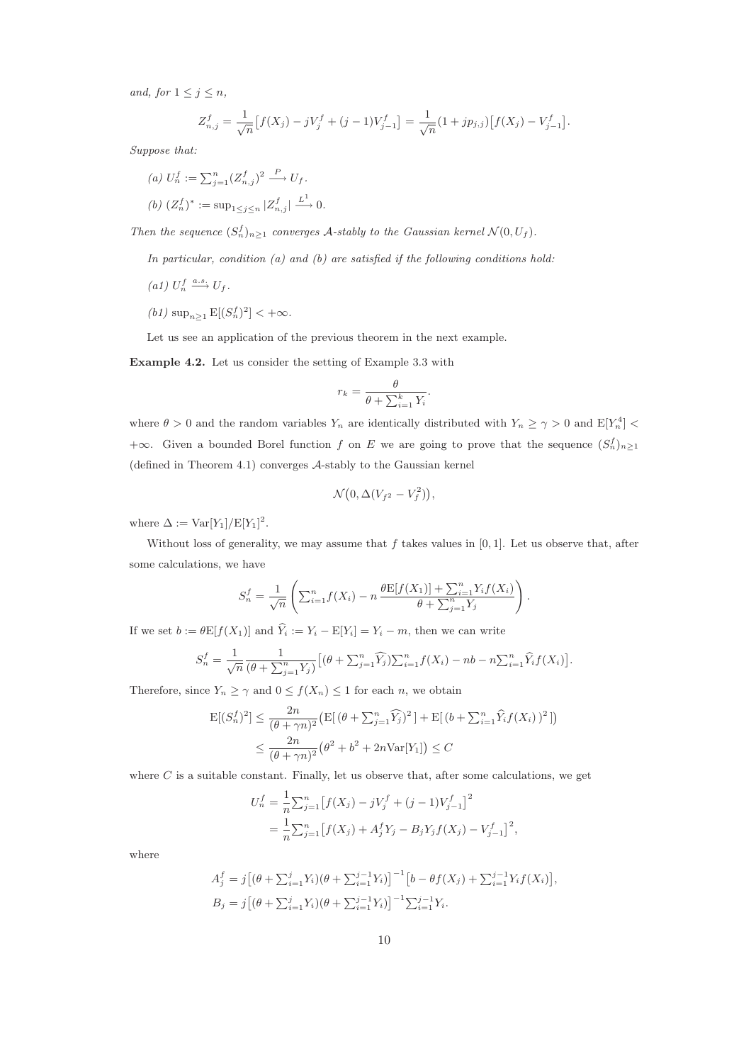*and, for* $1 \leq j \leq n$,

$$
Z^f_{n,j} = \frac{1}{\sqrt{n}}\big[f(X_j) - jV^f_j + (j-1)V^f_{j-1}\big] = \frac{1}{\sqrt{n}}(1 + jp_{j,j})\big[f(X_j) - V^f_{j-1}\big].
$$

*Suppose that:*

*(a)* $U^f_n := \sum_{j=1}^n (Z^f_{n,j})^2 \xrightarrow{P} U_f$.

*(b)* $(Z^f_n)^* := \sup_{1\leq j\leq n} |Z^f_{n,j}| \xrightarrow{L^1} 0$.

*Then the sequence* $(S^f_n)_{n\geq 1}$ *converges* $\mathcal{A}$*-stably to the Gaussian kernel* $\mathcal{N}(0, U_f)$.

*In particular, condition (a) and (b) are satisfied if the following conditions hold:*

*(a1)* $U^f_n \xrightarrow{a.s.} U_f$.

*(b1)* $\sup_{n\geq 1} \mathrm{E}[(S^f_n)^2] < +\infty$.

Let us see an application of the previous theorem in the next example.

**Example 4.2.** Let us consider the setting of Example 3.3 with

$$
r_k = \frac{\theta}{\theta + \sum_{i=1}^k Y_i}.
$$

where $\theta > 0$ and the random variables $Y_n$ are identically distributed with $Y_n \geq \gamma > 0$ and $\mathrm{E}[Y_n^4] < +\infty$. Given a bounded Borel function $f$ on $E$ we are going to prove that the sequence $(S^f_n)_{n\geq 1}$ (defined in Theorem 4.1) converges $\mathcal{A}$-stably to the Gaussian kernel

$$
\mathcal{N}\big(0, \Delta(V_{f^2} - V_f^2)\big),
$$

where $\Delta := \mathrm{Var}[Y_1]/\mathrm{E}[Y_1]^2$.

Without loss of generality, we may assume that $f$ takes values in $[0,1]$. Let us observe that, after some calculations, we have

$$
S^f_n = \frac{1}{\sqrt{n}}\left(\sum_{i=1}^n f(X_i) - n\,\frac{\theta\mathrm{E}[f(X_1)] + \sum_{i=1}^n Y_i f(X_i)}{\theta + \sum_{j=1}^n Y_j}\right).
$$

If we set $b := \theta\mathrm{E}[f(X_1)]$ and $\widehat{Y}_i := Y_i - \mathrm{E}[Y_i] = Y_i - m$, then we can write

$$
S^f_n = \frac{1}{\sqrt{n}}\frac{1}{(\theta + \sum_{j=1}^n Y_j)}\big[(\theta + \sum_{j=1}^n \widehat{Y}_j)\sum_{i=1}^n f(X_i) - nb - n\sum_{i=1}^n \widehat{Y}_i f(X_i)\big].
$$

Therefore, since $Y_n \geq \gamma$ and $0 \leq f(X_n) \leq 1$ for each $n$, we obtain

$$
\begin{aligned}
\mathrm{E}[(S^f_n)^2] &\leq \frac{2n}{(\theta + \gamma n)^2}\big(\mathrm{E}[\,(\theta + \sum_{j=1}^n \widehat{Y}_j)^2\,] + \mathrm{E}[\,(b + \sum_{i=1}^n \widehat{Y}_i f(X_i)\,)^2\,]\big) \\
&\leq \frac{2n}{(\theta + \gamma n)^2}\big(\theta^2 + b^2 + 2n\mathrm{Var}[Y_1]\big) \leq C
\end{aligned}
$$

where $C$ is a suitable constant. Finally, let us observe that, after some calculations, we get

$$
\begin{aligned}
U^f_n &= \frac{1}{n}\sum_{j=1}^n \big[f(X_j) - jV^f_j + (j-1)V^f_{j-1}\big]^2 \\
&= \frac{1}{n}\sum_{j=1}^n \big[f(X_j) + A^f_j Y_j - B_j Y_j f(X_j) - V^f_{j-1}\big]^2,
\end{aligned}
$$

where

$$
\begin{aligned}
A^f_j &= j\big[(\theta + \sum_{i=1}^j Y_i)(\theta + \sum_{i=1}^{j-1} Y_i)\big]^{-1}\big[b - \theta f(X_j) + \sum_{i=1}^{j-1} Y_i f(X_i)\big], \\
B_j &= j\big[(\theta + \sum_{i=1}^j Y_i)(\theta + \sum_{i=1}^{j-1} Y_i)\big]^{-1}\sum_{i=1}^{j-1} Y_i.
\end{aligned}
$$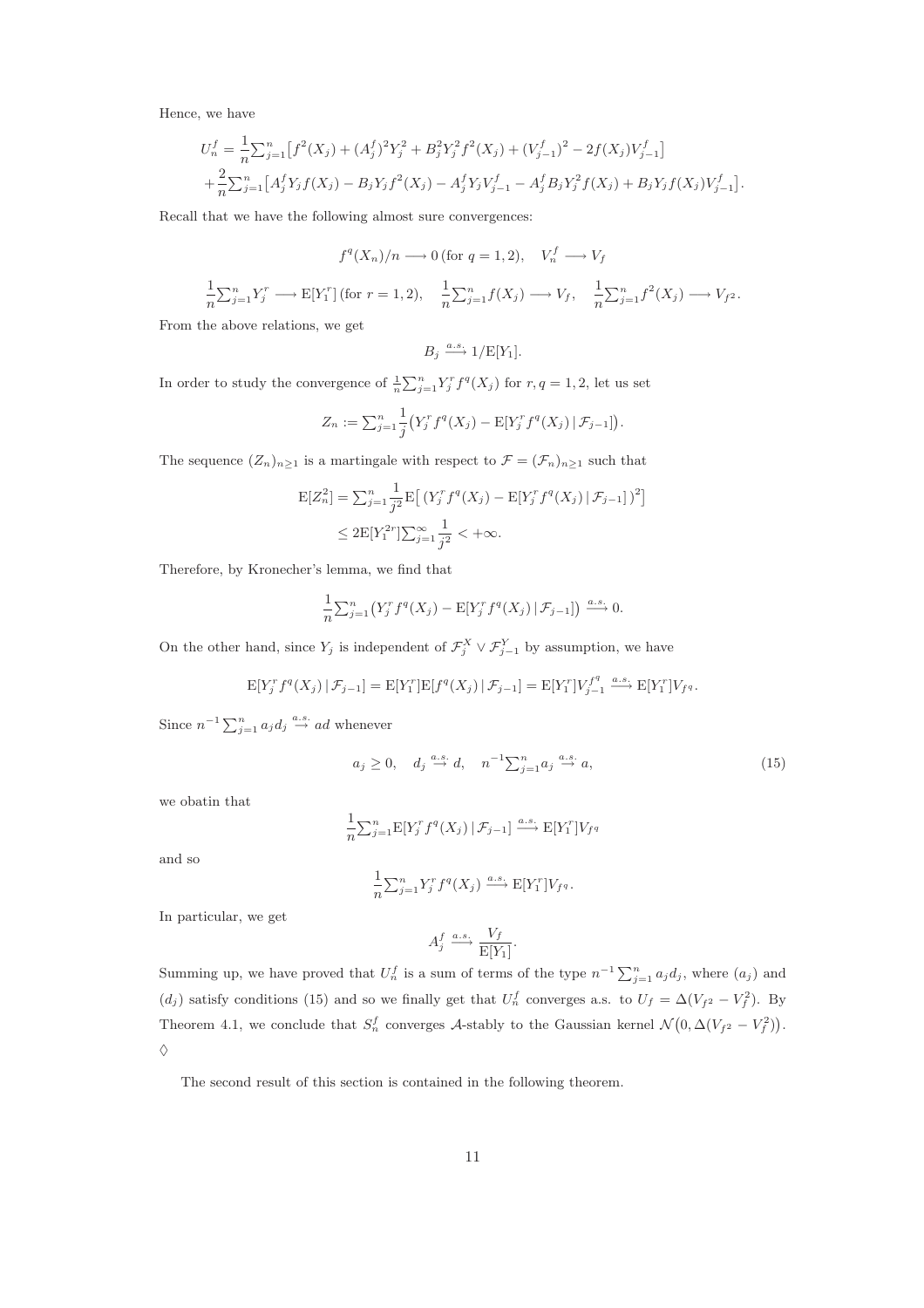Hence, we have

$$
\begin{aligned}
U_n^f = & \frac{1}{n}\sum_{j=1}^n \big[ f^2(X_j) + (A_j^f)^2 Y_j^2 + B_j^2 Y_j^2 f^2(X_j) + (V_{j-1}^f)^2 - 2 f(X_j) V_{j-1}^f \big] \\
& + \frac{2}{n}\sum_{j=1}^n \big[ A_j^f Y_j f(X_j) - B_j Y_j f^2(X_j) - A_j^f Y_j V_{j-1}^f - A_j^f B_j Y_j^2 f(X_j) + B_j Y_j f(X_j) V_{j-1}^f \big].
\end{aligned}
$$

Recall that we have the following almost sure convergences:

$$
f^q(X_n)/n \longrightarrow 0 \,(\text{for } q = 1, 2), \quad V_n^f \longrightarrow V_f
$$

$$
\frac{1}{n}\sum_{j=1}^n Y_j^r \longrightarrow \mathrm{E}[Y_1^r] \,(\text{for } r = 1, 2), \quad \frac{1}{n}\sum_{j=1}^n f(X_j) \longrightarrow V_f, \quad \frac{1}{n}\sum_{j=1}^n f^2(X_j) \longrightarrow V_{f^2}.
$$

From the above relations, we get

$$
B_j \xrightarrow{a.s.} 1/\mathrm{E}[Y_1].
$$

In order to study the convergence of $\frac{1}{n}\sum_{j=1}^n Y_j^r f^q(X_j)$ for $r, q = 1, 2$, let us set

$$
Z_n := \sum_{j=1}^n \frac{1}{j}\big( Y_j^r f^q(X_j) - \mathrm{E}[Y_j^r f^q(X_j) \,|\, \mathcal{F}_{j-1}] \big).
$$

The sequence $(Z_n)_{n\geq 1}$ is a martingale with respect to $\mathcal{F} = (\mathcal{F}_n)_{n\geq 1}$ such that

$$
\begin{aligned}
\mathrm{E}[Z_n^2] &= \sum_{j=1}^n \frac{1}{j^2} \mathrm{E}\big[ \big( Y_j^r f^q(X_j) - \mathrm{E}[Y_j^r f^q(X_j) \,|\, \mathcal{F}_{j-1}] \big)^2 \big] \\
&\leq 2\mathrm{E}[Y_1^{2r}] \sum_{j=1}^\infty \frac{1}{j^2} < +\infty.
\end{aligned}
$$

Therefore, by Kronecher's lemma, we find that

$$
\frac{1}{n}\sum_{j=1}^n \big( Y_j^r f^q(X_j) - \mathrm{E}[Y_j^r f^q(X_j) \,|\, \mathcal{F}_{j-1}] \big) \xrightarrow{a.s.} 0.
$$

On the other hand, since $Y_j$ is independent of $\mathcal{F}_j^X \vee \mathcal{F}_{j-1}^Y$ by assumption, we have

$$
\mathrm{E}[Y_j^r f^q(X_j) \,|\, \mathcal{F}_{j-1}] = \mathrm{E}[Y_1^r] \mathrm{E}[f^q(X_j) \,|\, \mathcal{F}_{j-1}] = \mathrm{E}[Y_1^r] V_{j-1}^{f^q} \xrightarrow{a.s.} \mathrm{E}[Y_1^r] V_{f^q}.
$$

Since $n^{-1}\sum_{j=1}^n a_j d_j \overset{a.s.}{\to} ad$ whenever

$$
a_j \geq 0, \quad d_j \overset{a.s.}{\to} d, \quad n^{-1}\sum_{j=1}^n a_j \overset{a.s.}{\to} a, \tag{15}
$$

we obatin that

$$
\frac{1}{n}\sum_{j=1}^n \mathrm{E}[Y_j^r f^q(X_j) \,|\, \mathcal{F}_{j-1}] \xrightarrow{a.s.} \mathrm{E}[Y_1^r] V_{f^q}
$$

and so

$$
\frac{1}{n}\sum_{j=1}^n Y_j^r f^q(X_j) \xrightarrow{a.s.} \mathrm{E}[Y_1^r] V_{f^q}.
$$

In particular, we get

$$
A_j^f \xrightarrow{a.s.} \frac{V_f}{\mathrm{E}[Y_1]}.
$$

Summing up, we have proved that $U_n^f$ is a sum of terms of the type $n^{-1}\sum_{j=1}^n a_j d_j$, where $(a_j)$ and $(d_j)$ satisfy conditions (15) and so we finally get that $U_n^f$ converges a.s. to $U_f = \Delta(V_{f^2} - V_f^2)$. By Theorem 4.1, we conclude that $S_n^f$ converges $\mathcal{A}$-stably to the Gaussian kernel $\mathcal{N}\big(0, \Delta(V_{f^2} - V_f^2)\big)$. ♢

The second result of this section is contained in the following theorem.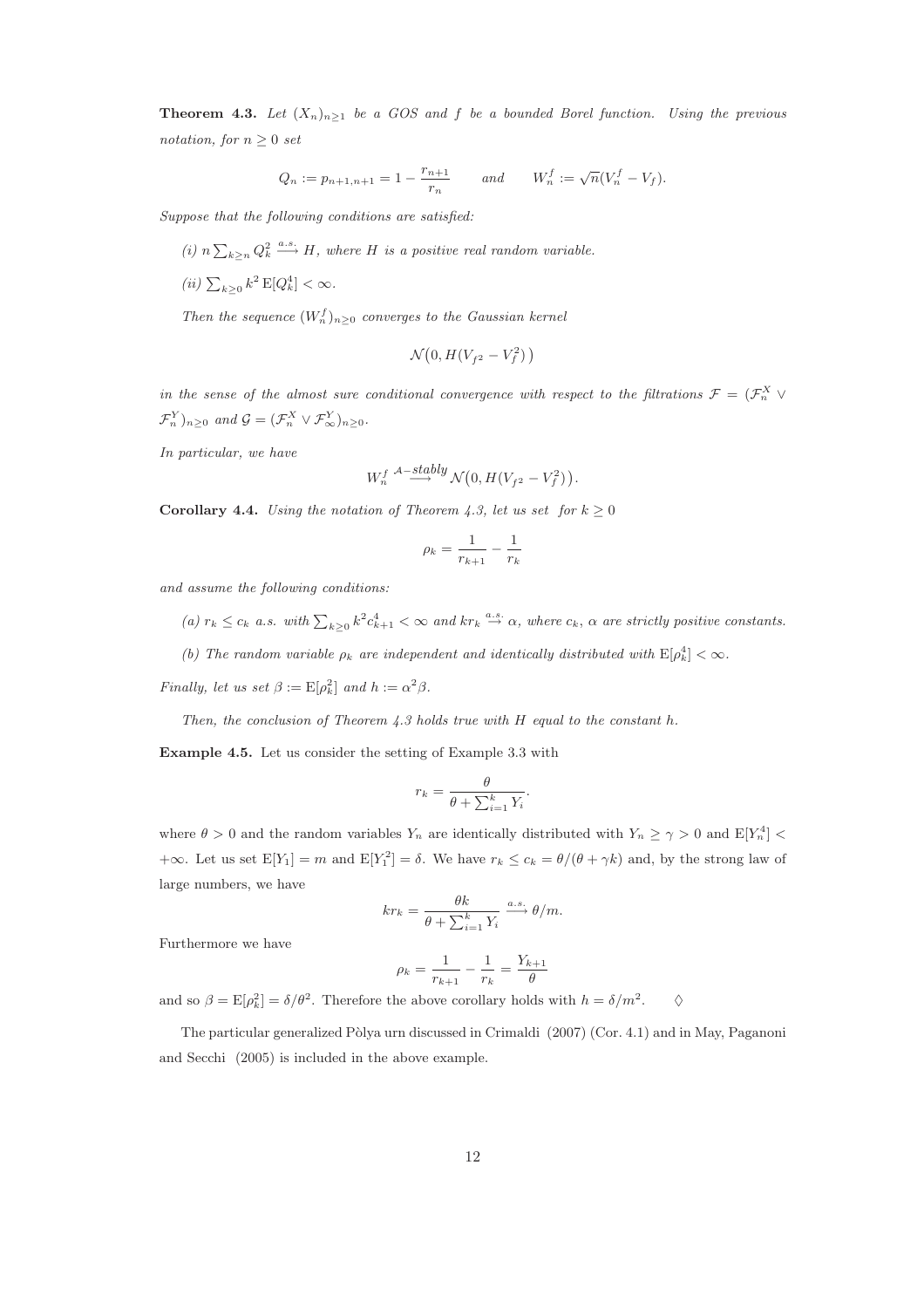**Theorem 4.3.** *Let $(X_n)_{n\geq 1}$ be a GOS and $f$ be a bounded Borel function. Using the previous notation, for $n \geq 0$ set*

$$Q_n := p_{n+1,n+1} = 1 - \frac{r_{n+1}}{r_n} \qquad \text{and} \qquad W_n^f := \sqrt{n}(V_n^f - V_f).$$

*Suppose that the following conditions are satisfied:*

*(i)* $n \sum_{k\geq n} Q_k^2 \xrightarrow{a.s.} H$*, where $H$ is a positive real random variable.*

*(ii)* $\sum_{k\geq 0} k^2 \operatorname{E}[Q_k^4] < \infty$.

*Then the sequence $(W_n^f)_{n\geq 0}$ converges to the Gaussian kernel*

$$\mathcal{N}\big(0, H(V_{f^2} - V_f^2)\big)$$

*in the sense of the almost sure conditional convergence with respect to the filtrations $\mathcal{F} = (\mathcal{F}_n^X \vee \mathcal{F}_n^Y)_{n\geq 0}$ and $\mathcal{G} = (\mathcal{F}_n^X \vee \mathcal{F}_\infty^Y)_{n\geq 0}$.*

*In particular, we have*

$$W_n^f \overset{\mathcal{A}-stably}{\longrightarrow} \mathcal{N}\big(0, H(V_{f^2} - V_f^2)\big).$$

**Corollary 4.4.** *Using the notation of Theorem 4.3, let us set for $k \geq 0$*

$$\rho_k = \frac{1}{r_{k+1}} - \frac{1}{r_k}$$

*and assume the following conditions:*

*(a) $r_k \leq c_k$ a.s. with $\sum_{k\geq 0} k^2 c_{k+1}^4 < \infty$ and $kr_k \overset{a.s.}{\to} \alpha$, where $c_k$, $\alpha$ are strictly positive constants.*

*(b) The random variable $\rho_k$ are independent and identically distributed with $\operatorname{E}[\rho_k^4] < \infty$.*

*Finally, let us set $\beta := \operatorname{E}[\rho_k^2]$ and $h := \alpha^2\beta$.*

*Then, the conclusion of Theorem 4.3 holds true with $H$ equal to the constant $h$.*

**Example 4.5.** Let us consider the setting of Example 3.3 with

$$r_k = \frac{\theta}{\theta + \sum_{i=1}^k Y_i}.$$

where $\theta > 0$ and the random variables $Y_n$ are identically distributed with $Y_n \geq \gamma > 0$ and $\operatorname{E}[Y_n^4] < +\infty$. Let us set $\operatorname{E}[Y_1] = m$ and $\operatorname{E}[Y_1^2] = \delta$. We have $r_k \leq c_k = \theta/(\theta + \gamma k)$ and, by the strong law of large numbers, we have

$$kr_k = \frac{\theta k}{\theta + \sum_{i=1}^k Y_i} \xrightarrow{a.s.} \theta/m.$$

Furthermore we have

$$\rho_k = \frac{1}{r_{k+1}} - \frac{1}{r_k} = \frac{Y_{k+1}}{\theta}$$

and so $\beta = \operatorname{E}[\rho_k^2] = \delta/\theta^2$. Therefore the above corollary holds with $h = \delta/m^2$. $\diamondsuit$

The particular generalized Pòlya urn discussed in Crimaldi (2007) (Cor. 4.1) and in May, Paganoni and Secchi (2005) is included in the above example.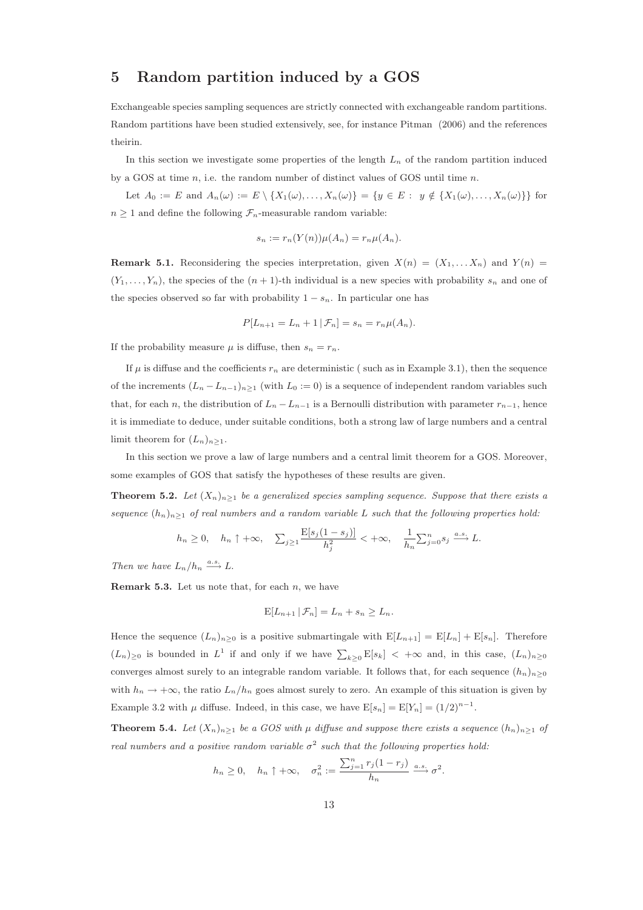# 5 Random partition induced by a GOS

Exchangeable species sampling sequences are strictly connected with exchangeable random partitions. Random partitions have been studied extensively, see, for instance Pitman (2006) and the references theirin.

In this section we investigate some properties of the length $L_n$ of the random partition induced by a GOS at time $n$, i.e. the random number of distinct values of GOS until time $n$.

Let $A_0 := E$ and $A_n(\omega) := E \setminus \{X_1(\omega), \dots, X_n(\omega)\} = \{y \in E : \ y \notin \{X_1(\omega), \dots, X_n(\omega)\}\}$ for $n \geq 1$ and define the following $\mathcal{F}_n$-measurable random variable:

$$s_n := r_n(Y(n))\mu(A_n) = r_n\mu(A_n).$$

**Remark 5.1.** Reconsidering the species interpretation, given $X(n) = (X_1, \dots X_n)$ and $Y(n) = (Y_1, \dots, Y_n)$, the species of the $(n+1)$-th individual is a new species with probability $s_n$ and one of the species observed so far with probability $1 - s_n$. In particular one has

$$P[L_{n+1} = L_n + 1 \,|\, \mathcal{F}_n] = s_n = r_n\mu(A_n).$$

If the probability measure $\mu$ is diffuse, then $s_n = r_n$.

If $\mu$ is diffuse and the coefficients $r_n$ are deterministic ( such as in Example 3.1), then the sequence of the increments $(L_n - L_{n-1})_{n\geq 1}$ (with $L_0 := 0$) is a sequence of independent random variables such that, for each $n$, the distribution of $L_n - L_{n-1}$ is a Bernoulli distribution with parameter $r_{n-1}$, hence it is immediate to deduce, under suitable conditions, both a strong law of large numbers and a central limit theorem for $(L_n)_{n\geq 1}$.

In this section we prove a law of large numbers and a central limit theorem for a GOS. Moreover, some examples of GOS that satisfy the hypotheses of these results are given.

**Theorem 5.2.** *Let $(X_n)_{n\geq 1}$ be a generalized species sampling sequence. Suppose that there exists a sequence $(h_n)_{n\geq 1}$ of real numbers and a random variable $L$ such that the following properties hold:*

$$h_n \geq 0, \quad h_n \uparrow +\infty, \quad \sum_{j\geq 1} \frac{\mathrm{E}[s_j(1-s_j)]}{h_j^2} < +\infty, \quad \frac{1}{h_n}\sum_{j=0}^{n} s_j \xrightarrow{a.s.} L.$$

*Then we have $L_n/h_n \xrightarrow{a.s.} L$.*

**Remark 5.3.** Let us note that, for each $n$, we have

$$\mathrm{E}[L_{n+1} \,|\, \mathcal{F}_n] = L_n + s_n \geq L_n.$$

Hence the sequence $(L_n)_{n\geq 0}$ is a positive submartingale with $\mathrm{E}[L_{n+1}] = \mathrm{E}[L_n] + \mathrm{E}[s_n]$. Therefore $(L_n)_{\geq 0}$ is bounded in $L^1$ if and only if we have $\sum_{k\geq 0} \mathrm{E}[s_k] < +\infty$ and, in this case, $(L_n)_{n\geq 0}$ converges almost surely to an integrable random variable. It follows that, for each sequence $(h_n)_{n\geq 0}$ with $h_n \to +\infty$, the ratio $L_n/h_n$ goes almost surely to zero. An example of this situation is given by Example 3.2 with $\mu$ diffuse. Indeed, in this case, we have $\mathrm{E}[s_n] = \mathrm{E}[Y_n] = (1/2)^{n-1}$.

**Theorem 5.4.** *Let $(X_n)_{n\geq 1}$ be a GOS with $\mu$ diffuse and suppose there exists a sequence $(h_n)_{n\geq 1}$ of real numbers and a positive random variable $\sigma^2$ such that the following properties hold:*

$$h_n \geq 0, \quad h_n \uparrow +\infty, \quad \sigma_n^2 := \frac{\sum_{j=1}^{n} r_j(1-r_j)}{h_n} \xrightarrow{a.s.} \sigma^2.$$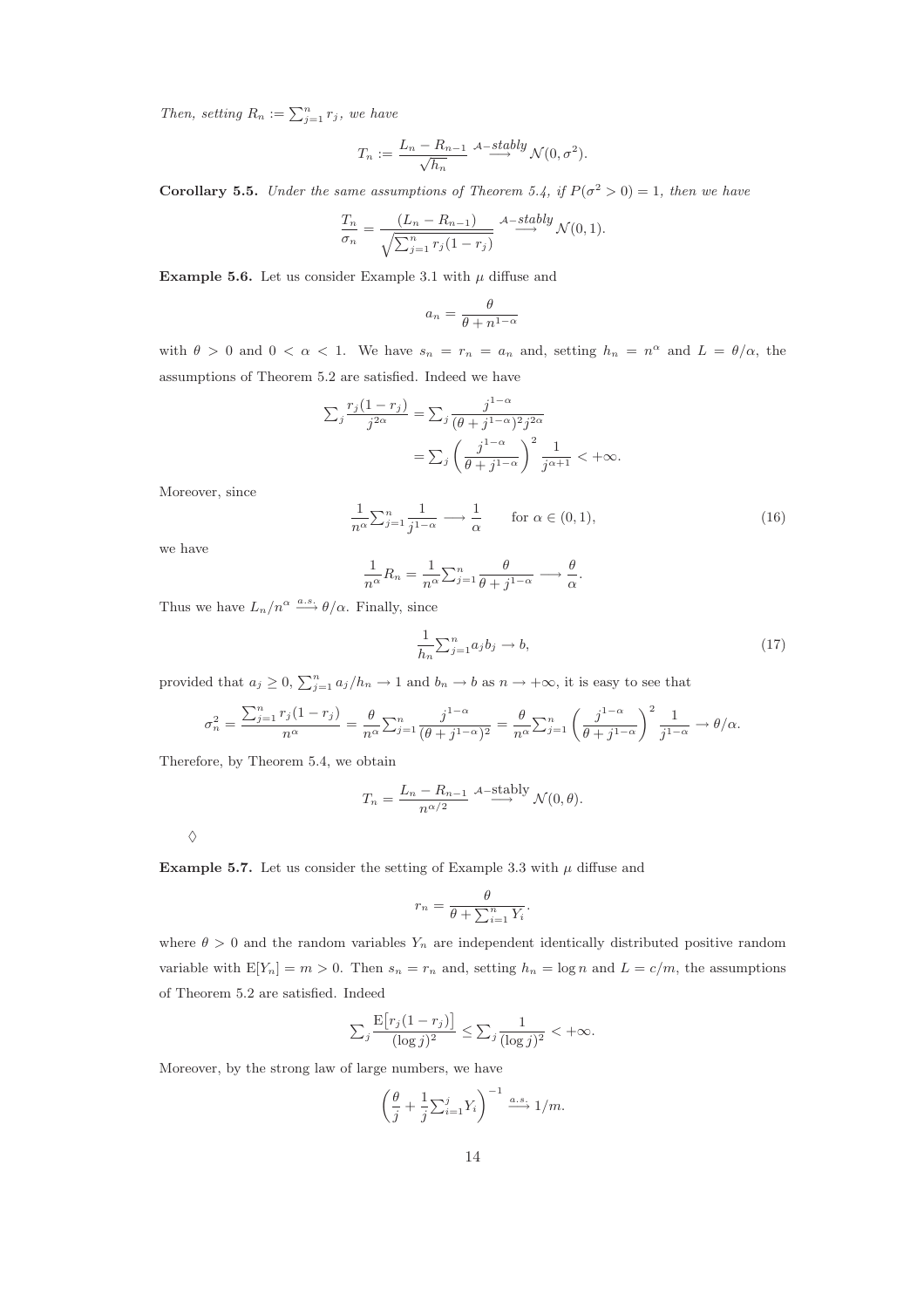*Then, setting* $R_n := \sum_{j=1}^n r_j$*, we have*

$$T_n := \frac{L_n - R_{n-1}}{\sqrt{h_n}} \overset{\mathcal{A}\text{-stably}}{\longrightarrow} \mathcal{N}(0, \sigma^2).$$

**Corollary 5.5.** *Under the same assumptions of Theorem 5.4, if* $P(\sigma^2 > 0) = 1$*, then we have*

$$\frac{T_n}{\sigma_n} = \frac{(L_n - R_{n-1})}{\sqrt{\sum_{j=1}^n r_j(1-r_j)}} \overset{\mathcal{A}\text{-stably}}{\longrightarrow} \mathcal{N}(0, 1).$$

**Example 5.6.** Let us consider Example 3.1 with $\mu$ diffuse and

$$a_n = \frac{\theta}{\theta + n^{1-\alpha}}$$

with $\theta > 0$ and $0 < \alpha < 1$. We have $s_n = r_n = a_n$ and, setting $h_n = n^\alpha$ and $L = \theta/\alpha$, the assumptions of Theorem 5.2 are satisfied. Indeed we have

$$\begin{aligned}\sum_j \frac{r_j(1-r_j)}{j^{2\alpha}} &= \sum_j \frac{j^{1-\alpha}}{(\theta + j^{1-\alpha})^2 j^{2\alpha}} \\ &= \sum_j \left(\frac{j^{1-\alpha}}{\theta + j^{1-\alpha}}\right)^2 \frac{1}{j^{\alpha+1}} < +\infty.\end{aligned}$$

Moreover, since

$$\frac{1}{n^\alpha}\sum_{j=1}^n \frac{1}{j^{1-\alpha}} \longrightarrow \frac{1}{\alpha} \qquad \text{for } \alpha \in (0,1), \tag{16}$$

we have

$$\frac{1}{n^\alpha} R_n = \frac{1}{n^\alpha}\sum_{j=1}^n \frac{\theta}{\theta + j^{1-\alpha}} \longrightarrow \frac{\theta}{\alpha}.$$

Thus we have $L_n/n^\alpha \overset{a.s.}{\longrightarrow} \theta/\alpha$. Finally, since

$$\frac{1}{h_n}\sum_{j=1}^n a_j b_j \to b, \tag{17}$$

provided that $a_j \geq 0$, $\sum_{j=1}^n a_j/h_n \to 1$ and $b_n \to b$ as $n \to +\infty$, it is easy to see that

$$\sigma_n^2 = \frac{\sum_{j=1}^n r_j(1-r_j)}{n^\alpha} = \frac{\theta}{n^\alpha}\sum_{j=1}^n \frac{j^{1-\alpha}}{(\theta + j^{1-\alpha})^2} = \frac{\theta}{n^\alpha}\sum_{j=1}^n \left(\frac{j^{1-\alpha}}{\theta + j^{1-\alpha}}\right)^2 \frac{1}{j^{1-\alpha}} \to \theta/\alpha.$$

Therefore, by Theorem 5.4, we obtain

$$T_n = \frac{L_n - R_{n-1}}{n^{\alpha/2}} \overset{\mathcal{A}\text{-stably}}{\longrightarrow} \mathcal{N}(0, \theta).$$

$\diamondsuit$

**Example 5.7.** Let us consider the setting of Example 3.3 with $\mu$ diffuse and

$$r_n = \frac{\theta}{\theta + \sum_{i=1}^n Y_i}.$$

where $\theta > 0$ and the random variables $Y_n$ are independent identically distributed positive random variable with $\mathrm{E}[Y_n] = m > 0$. Then $s_n = r_n$ and, setting $h_n = \log n$ and $L = c/m$, the assumptions of Theorem 5.2 are satisfied. Indeed

$$\sum_j \frac{\mathrm{E}\big[r_j(1-r_j)\big]}{(\log j)^2} \leq \sum_j \frac{1}{(\log j)^2} < +\infty.$$

Moreover, by the strong law of large numbers, we have

$$\left(\frac{\theta}{j} + \frac{1}{j}\sum_{i=1}^j Y_i\right)^{-1} \overset{a.s.}{\longrightarrow} 1/m.$$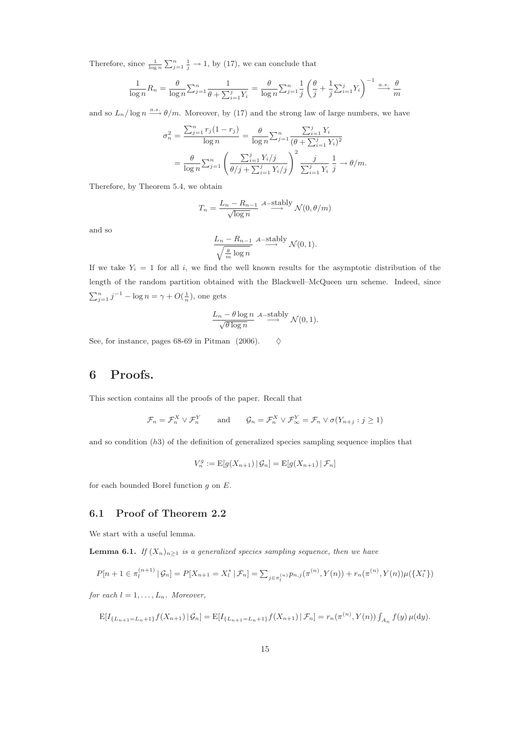Therefore, since $\frac{1}{\log n}\sum_{j=1}^{n}\frac{1}{j} \to 1$, by (17), we can conclude that

$$\frac{1}{\log n}R_n = \frac{\theta}{\log n}\sum_{j=1}^{n}\frac{1}{\theta+\sum_{i=1}^{j}Y_i} = \frac{\theta}{\log n}\sum_{j=1}^{n}\frac{1}{j}\left(\frac{\theta}{j}+\frac{1}{j}\sum_{i=1}^{j}Y_i\right)^{-1} \stackrel{a.s.}{\longrightarrow} \frac{\theta}{m}$$

and so $L_n/\log n \stackrel{a.s.}{\longrightarrow} \theta/m$. Moreover, by (17) and the strong law of large numbers, we have

$$\begin{aligned}
\sigma_n^2 = \frac{\sum_{j=1}^{n} r_j(1-r_j)}{\log n} &= \frac{\theta}{\log n}\sum_{j=1}^{n}\frac{\sum_{i=1}^{j}Y_i}{(\theta+\sum_{i=1}^{j}Y_i)^2} \\
&= \frac{\theta}{\log n}\sum_{j=1}^{n}\left(\frac{\sum_{i=1}^{j}Y_i/j}{\theta/j+\sum_{i=1}^{j}Y_i/j}\right)^2\frac{j}{\sum_{i=1}^{j}Y_i}\,\frac{1}{j} \to \theta/m.
\end{aligned}$$

Therefore, by Theorem 5.4, we obtain

$$T_n = \frac{L_n - R_{n-1}}{\sqrt{\log n}} \stackrel{\mathcal{A}\text{–stably}}{\longrightarrow} \mathcal{N}(0,\theta/m)$$

and so

$$\frac{L_n - R_{n-1}}{\sqrt{\frac{\theta}{m}\log n}} \stackrel{\mathcal{A}\text{–stably}}{\longrightarrow} \mathcal{N}(0,1).$$

If we take $Y_i = 1$ for all $i$, we find the well known results for the asymptotic distribution of the length of the random partition obtained with the Blackwell–McQueen urn scheme. Indeed, since $\sum_{j=1}^{n} j^{-1} - \log n = \gamma + O(\frac{1}{n})$, one gets

$$\frac{L_n - \theta\log n}{\sqrt{\theta\log n}} \stackrel{\mathcal{A}\text{–stably}}{\longrightarrow} \mathcal{N}(0,1).$$

See, for instance, pages 68-69 in Pitman (2006). $\diamondsuit$

# 6 Proofs.

This section contains all the proofs of the paper. Recall that

$$\mathcal{F}_n = \mathcal{F}_n^X \vee \mathcal{F}_n^Y \qquad \text{and} \qquad \mathcal{G}_n = \mathcal{F}_n^X \vee \mathcal{F}_\infty^Y = \mathcal{F}_n \vee \sigma(Y_{n+j} : j \geq 1)$$

and so condition $(h3)$ of the definition of generalized species sampling sequence implies that

$$V_n^g := \mathrm{E}[g(X_{n+1})\,|\,\mathcal{G}_n] = \mathrm{E}[g(X_{n+1})\,|\,\mathcal{F}_n]$$

for each bounded Borel function $g$ on $E$.

## 6.1 Proof of Theorem 2.2

We start with a useful lemma.

**Lemma 6.1.** *If $(X_n)_{n\geq 1}$ is a generalized species sampling sequence, then we have*

$$P[n+1 \in \pi_l^{(n+1)}\,|\,\mathcal{G}_n] = P[X_{n+1} = X_l^*\,|\,\mathcal{F}_n] = \sum_{j\in\pi_l^{(n)}} p_{n,j}(\pi^{(n)}, Y(n)) + r_n(\pi^{(n)}, Y(n))\mu(\{X_l^*\})$$

*for each $l = 1, \ldots, L_n$. Moreover,*

$$\mathrm{E}[I_{\{L_{n+1}=L_n+1\}}f(X_{n+1})\,|\,\mathcal{G}_n] = \mathrm{E}[I_{\{L_{n+1}=L_n+1\}}f(X_{n+1})\,|\,\mathcal{F}_n] = r_n(\pi^{(n)}, Y(n))\int_{A_n} f(y)\,\mu(\mathrm{d}y).$$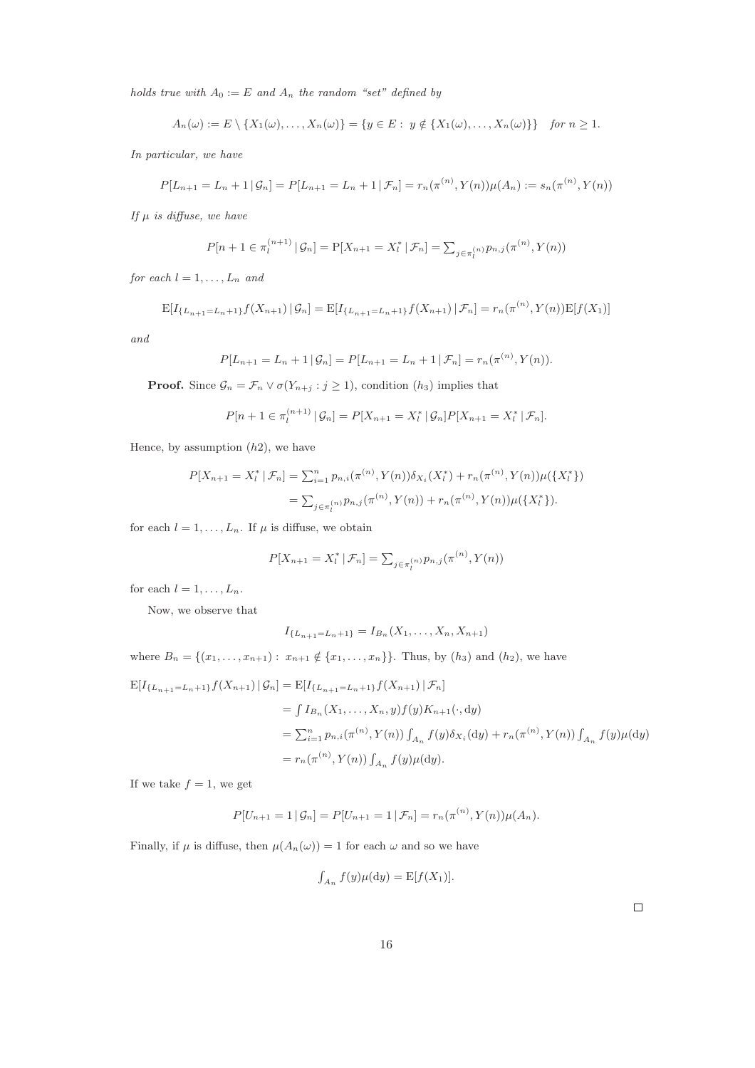*holds true with $A_0 := E$ and $A_n$ the random "set" defined by*

$$A_n(\omega) := E \setminus \{X_1(\omega), \dots, X_n(\omega)\} = \{y \in E : \; y \notin \{X_1(\omega), \dots, X_n(\omega)\}\} \quad \textit{for } n \geq 1.$$

*In particular, we have*

$$P[L_{n+1} = L_n + 1 \,|\, \mathcal{G}_n] = P[L_{n+1} = L_n + 1 \,|\, \mathcal{F}_n] = r_n(\pi^{(n)}, Y(n))\mu(A_n) := s_n(\pi^{(n)}, Y(n))$$

*If $\mu$ is diffuse, we have*

$$P[n+1 \in \pi_l^{(n+1)} \,|\, \mathcal{G}_n] = \mathrm{P}[X_{n+1} = X_l^* \,|\, \mathcal{F}_n] = \textstyle\sum_{j \in \pi_l^{(n)}} p_{n,j}(\pi^{(n)}, Y(n))$$

*for each $l = 1, \dots, L_n$ and*

$$\mathrm{E}[I_{\{L_{n+1}=L_n+1\}} f(X_{n+1}) \,|\, \mathcal{G}_n] = \mathrm{E}[I_{\{L_{n+1}=L_n+1\}} f(X_{n+1}) \,|\, \mathcal{F}_n] = r_n(\pi^{(n)}, Y(n))\mathrm{E}[f(X_1)]$$

*and*

$$P[L_{n+1} = L_n + 1 \,|\, \mathcal{G}_n] = P[L_{n+1} = L_n + 1 \,|\, \mathcal{F}_n] = r_n(\pi^{(n)}, Y(n)).$$

**Proof.** Since $\mathcal{G}_n = \mathcal{F}_n \vee \sigma(Y_{n+j} : j \geq 1)$, condition $(h_3)$ implies that

$$P[n+1 \in \pi_l^{(n+1)} \,|\, \mathcal{G}_n] = P[X_{n+1} = X_l^* \,|\, \mathcal{G}_n] P[X_{n+1} = X_l^* \,|\, \mathcal{F}_n].$$

Hence, by assumption $(h2)$, we have

$$\begin{aligned}
P[X_{n+1} = X_l^* \,|\, \mathcal{F}_n] &= \textstyle\sum_{i=1}^n p_{n,i}(\pi^{(n)}, Y(n))\delta_{X_i}(X_l^*) + r_n(\pi^{(n)}, Y(n))\mu(\{X_l^*\}) \\
&= \textstyle\sum_{j \in \pi_l^{(n)}} p_{n,j}(\pi^{(n)}, Y(n)) + r_n(\pi^{(n)}, Y(n))\mu(\{X_l^*\}).
\end{aligned}$$

for each $l = 1, \dots, L_n$. If $\mu$ is diffuse, we obtain

$$P[X_{n+1} = X_l^* \,|\, \mathcal{F}_n] = \textstyle\sum_{j \in \pi_l^{(n)}} p_{n,j}(\pi^{(n)}, Y(n))$$

for each $l = 1, \dots, L_n$.

Now, we observe that

$$I_{\{L_{n+1}=L_n+1\}} = I_{B_n}(X_1, \dots, X_n, X_{n+1})$$

where $B_n = \{(x_1, \dots, x_{n+1}) : \; x_{n+1} \notin \{x_1, \dots, x_n\}\}$. Thus, by $(h_3)$ and $(h_2)$, we have

$$\begin{aligned}
\mathrm{E}[I_{\{L_{n+1}=L_n+1\}} f(X_{n+1}) \,|\, \mathcal{G}_n] &= \mathrm{E}[I_{\{L_{n+1}=L_n+1\}} f(X_{n+1}) \,|\, \mathcal{F}_n] \\
&= \textstyle\int I_{B_n}(X_1, \dots, X_n, y) f(y) K_{n+1}(\cdot, \mathrm{d}y) \\
&= \textstyle\sum_{i=1}^n p_{n,i}(\pi^{(n)}, Y(n)) \int_{A_n} f(y)\delta_{X_i}(\mathrm{d}y) + r_n(\pi^{(n)}, Y(n)) \int_{A_n} f(y)\mu(\mathrm{d}y) \\
&= r_n(\pi^{(n)}, Y(n)) \textstyle\int_{A_n} f(y)\mu(\mathrm{d}y).
\end{aligned}$$

If we take $f = 1$, we get

$$P[U_{n+1} = 1 \,|\, \mathcal{G}_n] = P[U_{n+1} = 1 \,|\, \mathcal{F}_n] = r_n(\pi^{(n)}, Y(n))\mu(A_n).$$

Finally, if $\mu$ is diffuse, then $\mu(A_n(\omega)) = 1$ for each $\omega$ and so we have

$$\textstyle\int_{A_n} f(y)\mu(\mathrm{d}y) = \mathrm{E}[f(X_1)].$$

□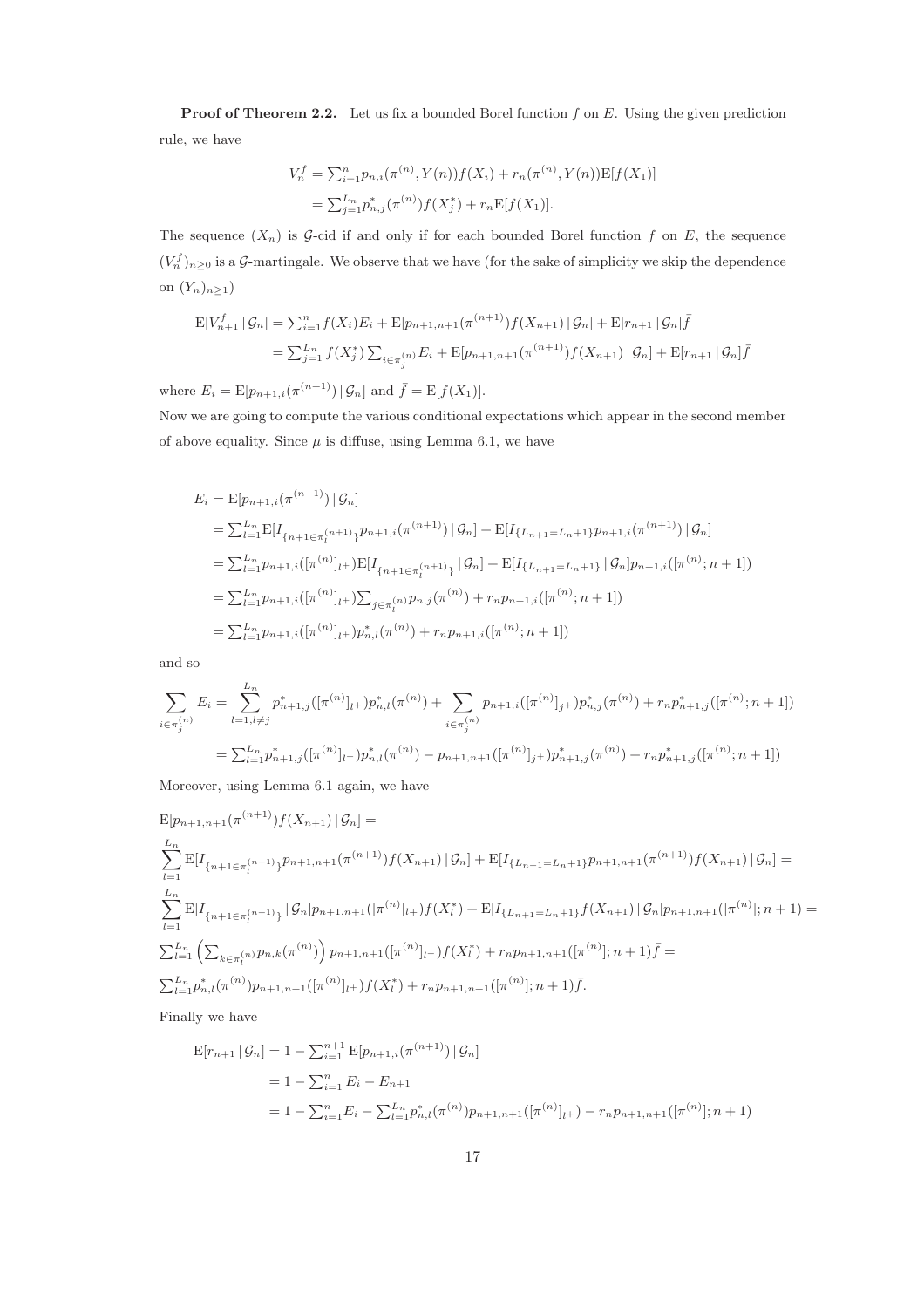**Proof of Theorem 2.2.** Let us fix a bounded Borel function $f$ on $E$. Using the given prediction rule, we have

$$
\begin{aligned}
V_n^f &= \sum_{i=1}^n p_{n,i}(\pi^{(n)}, Y(n)) f(X_i) + r_n(\pi^{(n)}, Y(n)) \mathrm{E}[f(X_1)] \\
&= \sum_{j=1}^{L_n} p^*_{n,j}(\pi^{(n)}) f(X^*_j) + r_n \mathrm{E}[f(X_1)].
\end{aligned}
$$

The sequence $(X_n)$ is $\mathcal{G}$-cid if and only if for each bounded Borel function $f$ on $E$, the sequence $(V_n^f)_{n\geq 0}$ is a $\mathcal{G}$-martingale. We observe that we have (for the sake of simplicity we skip the dependence on $(Y_n)_{n\geq 1}$)

$$
\begin{aligned}
\mathrm{E}[V_{n+1}^f \,|\, \mathcal{G}_n] &= \sum_{i=1}^n f(X_i) E_i + \mathrm{E}[p_{n+1,n+1}(\pi^{(n+1)}) f(X_{n+1}) \,|\, \mathcal{G}_n] + \mathrm{E}[r_{n+1} \,|\, \mathcal{G}_n] \bar{f} \\
&= \sum_{j=1}^{L_n} f(X^*_j) \sum_{i \in \pi^{(n)}_j} E_i + \mathrm{E}[p_{n+1,n+1}(\pi^{(n+1)}) f(X_{n+1}) \,|\, \mathcal{G}_n] + \mathrm{E}[r_{n+1} \,|\, \mathcal{G}_n] \bar{f}
\end{aligned}
$$

where $E_i = \mathrm{E}[p_{n+1,i}(\pi^{(n+1)}) \,|\, \mathcal{G}_n]$ and $\bar{f} = \mathrm{E}[f(X_1)]$.
Now we are going to compute the various conditional expectations which appear in the second member of above equality. Since $\mu$ is diffuse, using Lemma 6.1, we have

$$
\begin{aligned}
E_i &= \mathrm{E}[p_{n+1,i}(\pi^{(n+1)}) \,|\, \mathcal{G}_n] \\
&= \sum_{l=1}^{L_n} \mathrm{E}[I_{\{n+1 \in \pi^{(n+1)}_l\}} p_{n+1,i}(\pi^{(n+1)}) \,|\, \mathcal{G}_n] + \mathrm{E}[I_{\{L_{n+1} = L_n + 1\}} p_{n+1,i}(\pi^{(n+1)}) \,|\, \mathcal{G}_n] \\
&= \sum_{l=1}^{L_n} p_{n+1,i}([\pi^{(n)}]_{l+}) \mathrm{E}[I_{\{n+1 \in \pi^{(n+1)}_l\}} \,|\, \mathcal{G}_n] + \mathrm{E}[I_{\{L_{n+1} = L_n + 1\}} \,|\, \mathcal{G}_n] p_{n+1,i}([\pi^{(n)}; n+1]) \\
&= \sum_{l=1}^{L_n} p_{n+1,i}([\pi^{(n)}]_{l+}) \sum_{j \in \pi^{(n)}_l} p_{n,j}(\pi^{(n)}) + r_n p_{n+1,i}([\pi^{(n)}; n+1]) \\
&= \sum_{l=1}^{L_n} p_{n+1,i}([\pi^{(n)}]_{l+}) p^*_{n,l}(\pi^{(n)}) + r_n p_{n+1,i}([\pi^{(n)}; n+1])
\end{aligned}
$$

and so

$$
\begin{aligned}
\sum_{i \in \pi^{(n)}_j} E_i &= \sum_{l=1, l \neq j}^{L_n} p^*_{n+1,j}([\pi^{(n)}]_{l+}) p^*_{n,l}(\pi^{(n)}) + \sum_{i \in \pi^{(n)}_j} p_{n+1,i}([\pi^{(n)}]_{j+}) p^*_{n,j}(\pi^{(n)}) + r_n p^*_{n+1,j}([\pi^{(n)}; n+1]) \\
&= \sum_{l=1}^{L_n} p^*_{n+1,j}([\pi^{(n)}]_{l+}) p^*_{n,l}(\pi^{(n)}) - p_{n+1,n+1}([\pi^{(n)}]_{j+}) p^*_{n+1,j}(\pi^{(n)}) + r_n p^*_{n+1,j}([\pi^{(n)}; n+1])
\end{aligned}
$$

Moreover, using Lemma 6.1 again, we have

$$
\begin{aligned}
&\mathrm{E}[p_{n+1,n+1}(\pi^{(n+1)}) f(X_{n+1}) \,|\, \mathcal{G}_n] = \\
&\sum_{l=1}^{L_n} \mathrm{E}[I_{\{n+1 \in \pi^{(n+1)}_l\}} p_{n+1,n+1}(\pi^{(n+1)}) f(X_{n+1}) \,|\, \mathcal{G}_n] + \mathrm{E}[I_{\{L_{n+1} = L_n + 1\}} p_{n+1,n+1}(\pi^{(n+1)}) f(X_{n+1}) \,|\, \mathcal{G}_n] = \\
&\sum_{l=1}^{L_n} \mathrm{E}[I_{\{n+1 \in \pi^{(n+1)}_l\}} \,|\, \mathcal{G}_n] p_{n+1,n+1}([\pi^{(n)}]_{l+}) f(X^*_l) + \mathrm{E}[I_{\{L_{n+1} = L_n + 1\}} f(X_{n+1}) \,|\, \mathcal{G}_n] p_{n+1,n+1}([\pi^{(n)}]; n+1) = \\
&\sum_{l=1}^{L_n} \left( \sum_{k \in \pi^{(n)}_l} p_{n,k}(\pi^{(n)}) \right) p_{n+1,n+1}([\pi^{(n)}]_{l+}) f(X^*_l) + r_n p_{n+1,n+1}([\pi^{(n)}]; n+1) \bar{f} = \\
&\sum_{l=1}^{L_n} p^*_{n,l}(\pi^{(n)}) p_{n+1,n+1}([\pi^{(n)}]_{l+}) f(X^*_l) + r_n p_{n+1,n+1}([\pi^{(n)}]; n+1) \bar{f}.
\end{aligned}
$$

Finally we have

$$
\begin{aligned}
\mathrm{E}[r_{n+1} \,|\, \mathcal{G}_n] &= 1 - \sum_{i=1}^{n+1} \mathrm{E}[p_{n+1,i}(\pi^{(n+1)}) \,|\, \mathcal{G}_n] \\
&= 1 - \sum_{i=1}^n E_i - E_{n+1} \\
&= 1 - \sum_{i=1}^n E_i - \sum_{l=1}^{L_n} p^*_{n,l}(\pi^{(n)}) p_{n+1,n+1}([\pi^{(n)}]_{l+}) - r_n p_{n+1,n+1}([\pi^{(n)}]; n+1)
\end{aligned}
$$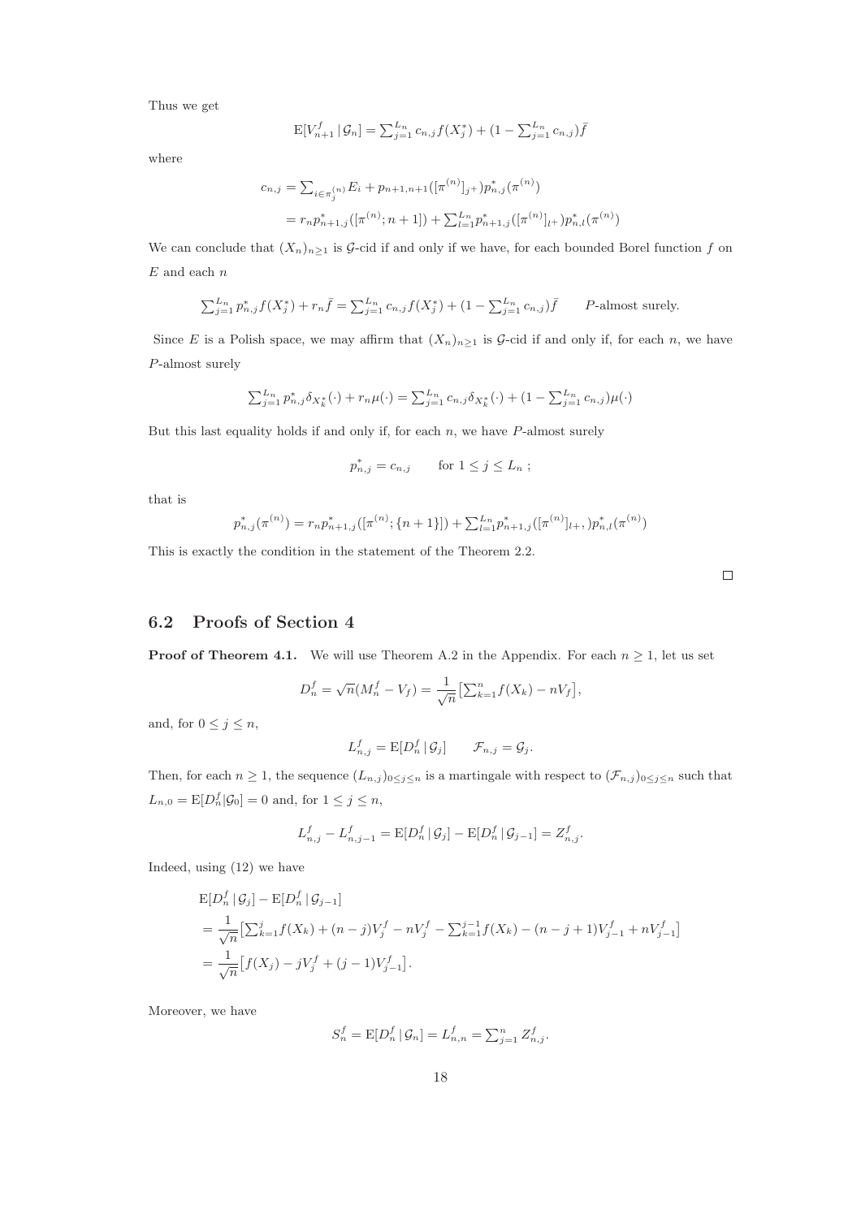Thus we get

$$\mathrm{E}[V_{n+1}^f \,|\, \mathcal{G}_n] = \sum_{j=1}^{L_n} c_{n,j} f(X_j^*) + (1 - \sum_{j=1}^{L_n} c_{n,j})\bar{f}$$

where

$$\begin{aligned} c_{n,j} &= \sum_{i \in \pi_j^{(n)}} E_i + p_{n+1,n+1}([\pi^{(n)}]_{j^+}) p_{n,j}^*(\pi^{(n)}) \\ &= r_n p_{n+1,j}^*([\pi^{(n)}; n+1]) + \sum_{l=1}^{L_n} p_{n+1,j}^*([\pi^{(n)}]_{l^+}) p_{n,l}^*(\pi^{(n)}) \end{aligned}$$

We can conclude that $(X_n)_{n\geq 1}$ is $\mathcal{G}$-cid if and only if we have, for each bounded Borel function $f$ on $E$ and each $n$

$$\sum_{j=1}^{L_n} p_{n,j}^* f(X_j^*) + r_n \bar{f} = \sum_{j=1}^{L_n} c_{n,j} f(X_j^*) + (1 - \sum_{j=1}^{L_n} c_{n,j})\bar{f} \qquad P\text{-almost surely.}$$

Since $E$ is a Polish space, we may affirm that $(X_n)_{n\geq 1}$ is $\mathcal{G}$-cid if and only if, for each $n$, we have $P$-almost surely

$$\sum_{j=1}^{L_n} p_{n,j}^* \delta_{X_k^*}(\cdot) + r_n \mu(\cdot) = \sum_{j=1}^{L_n} c_{n,j} \delta_{X_k^*}(\cdot) + (1 - \sum_{j=1}^{L_n} c_{n,j})\mu(\cdot)$$

But this last equality holds if and only if, for each $n$, we have $P$-almost surely

$$p_{n,j}^* = c_{n,j} \qquad \text{for } 1 \leq j \leq L_n \; ;$$

that is

$$p_{n,j}^*(\pi^{(n)}) = r_n p_{n+1,j}^*([\pi^{(n)}; \{n+1\}]) + \sum_{l=1}^{L_n} p_{n+1,j}^*([\pi^{(n)}]_{l+},) p_{n,l}^*(\pi^{(n)})$$

This is exactly the condition in the statement of the Theorem 2.2.

□

## 6.2 Proofs of Section 4

**Proof of Theorem 4.1.** We will use Theorem A.2 in the Appendix. For each $n \geq 1$, let us set

$$D_n^f = \sqrt{n}(M_n^f - V_f) = \frac{1}{\sqrt{n}}\big[\sum_{k=1}^n f(X_k) - nV_f\big],$$

and, for $0 \leq j \leq n$,

$$L_{n,j}^f = \mathrm{E}[D_n^f \,|\, \mathcal{G}_j] \qquad \mathcal{F}_{n,j} = \mathcal{G}_j.$$

Then, for each $n \geq 1$, the sequence $(L_{n,j})_{0\leq j\leq n}$ is a martingale with respect to $(\mathcal{F}_{n,j})_{0\leq j\leq n}$ such that $L_{n,0} = \mathrm{E}[D_n^f|\mathcal{G}_0] = 0$ and, for $1 \leq j \leq n$,

$$L_{n,j}^f - L_{n,j-1}^f = \mathrm{E}[D_n^f \,|\, \mathcal{G}_j] - \mathrm{E}[D_n^f \,|\, \mathcal{G}_{j-1}] = Z_{n,j}^f.$$

Indeed, using (12) we have

$$\begin{aligned} &\mathrm{E}[D_n^f \,|\, \mathcal{G}_j] - \mathrm{E}[D_n^f \,|\, \mathcal{G}_{j-1}] \\ &= \frac{1}{\sqrt{n}}\big[\sum_{k=1}^j f(X_k) + (n-j)V_j^f - nV_j^f - \sum_{k=1}^{j-1} f(X_k) - (n-j+1)V_{j-1}^f + nV_{j-1}^f\big] \\ &= \frac{1}{\sqrt{n}}\big[f(X_j) - jV_j^f + (j-1)V_{j-1}^f\big]. \end{aligned}$$

Moreover, we have

$$S_n^f = \mathrm{E}[D_n^f \,|\, \mathcal{G}_n] = L_{n,n}^f = \sum_{j=1}^n Z_{n,j}^f.$$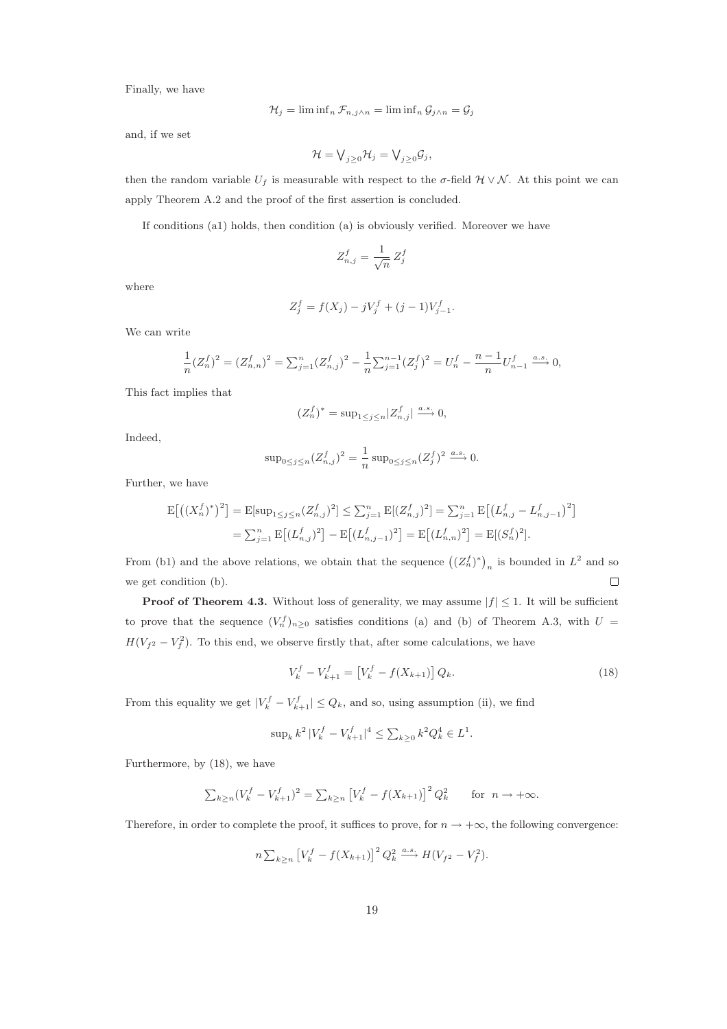Finally, we have

$$\mathcal{H}_j = \liminf_n \mathcal{F}_{n,j\wedge n} = \liminf_n \mathcal{G}_{j\wedge n} = \mathcal{G}_j$$

and, if we set

$$\mathcal{H} = \bigvee_{j\geq 0}\mathcal{H}_j = \bigvee_{j\geq 0}\mathcal{G}_j,$$

then the random variable $U_f$ is measurable with respect to the $\sigma$-field $\mathcal{H}\vee\mathcal{N}$. At this point we can apply Theorem A.2 and the proof of the first assertion is concluded.

If conditions (a1) holds, then condition (a) is obviously verified. Moreover we have

$$Z^f_{n,j} = \frac{1}{\sqrt{n}}\, Z^f_j$$

where

$$Z^f_j = f(X_j) - jV^f_j + (j-1)V^f_{j-1}.$$

We can write

$$\frac{1}{n}(Z^f_n)^2 = (Z^f_{n,n})^2 = \sum_{j=1}^n (Z^f_{n,j})^2 - \frac{1}{n}\sum_{j=1}^{n-1}(Z^f_j)^2 = U^f_n - \frac{n-1}{n}U^f_{n-1} \xrightarrow{a.s.} 0,$$

This fact implies that

$$(Z^f_n)^* = \sup_{1\leq j\leq n}|Z^f_{n,j}| \xrightarrow{a.s.} 0,$$

Indeed,

$$\sup_{0\leq j\leq n}(Z^f_{n,j})^2 = \frac{1}{n}\sup_{0\leq j\leq n}(Z^f_j)^2 \xrightarrow{a.s.} 0.$$

Further, we have

$$\begin{aligned}
\mathrm{E}\big[\big((X^f_n)^*\big)^2\big] &= \mathrm{E}[\sup_{1\leq j\leq n}(Z^f_{n,j})^2] \leq \sum_{j=1}^n \mathrm{E}[(Z^f_{n,j})^2] = \sum_{j=1}^n \mathrm{E}\big[\big(L^f_{n,j} - L^f_{n,j-1}\big)^2\big] \\
&= \sum_{j=1}^n \mathrm{E}\big[(L^f_{n,j})^2\big] - \mathrm{E}\big[(L^f_{n,j-1})^2\big] = \mathrm{E}\big[(L^f_{n,n})^2\big] = \mathrm{E}[(S^f_n)^2].
\end{aligned}$$

From (b1) and the above relations, we obtain that the sequence $\big((Z^f_n)^*\big)_n$ is bounded in $L^2$ and so we get condition (b). □

**Proof of Theorem 4.3.** Without loss of generality, we may assume $|f|\leq 1$. It will be sufficient to prove that the sequence $(V^f_n)_{n\geq 0}$ satisfies conditions (a) and (b) of Theorem A.3, with $U = H(V_{f^2} - V^2_f)$. To this end, we observe firstly that, after some calculations, we have

$$V^f_k - V^f_{k+1} = \big[V^f_k - f(X_{k+1})\big]\, Q_k. \tag{18}$$

From this equality we get $|V^f_k - V^f_{k+1}| \leq Q_k$, and so, using assumption (ii), we find

$$\sup_k k^2\, |V^f_k - V^f_{k+1}|^4 \leq \sum_{k\geq 0} k^2 Q_k^4 \in L^1.$$

Furthermore, by (18), we have

$$\sum_{k\geq n}(V^f_k - V^f_{k+1})^2 = \sum_{k\geq n}\big[V^f_k - f(X_{k+1})\big]^2 Q_k^2 \qquad \text{for } n\to+\infty.$$

Therefore, in order to complete the proof, it suffices to prove, for $n\to+\infty$, the following convergence:

$$n\sum_{k\geq n}\big[V^f_k - f(X_{k+1})\big]^2 Q_k^2 \xrightarrow{a.s.} H(V_{f^2} - V^2_f).$$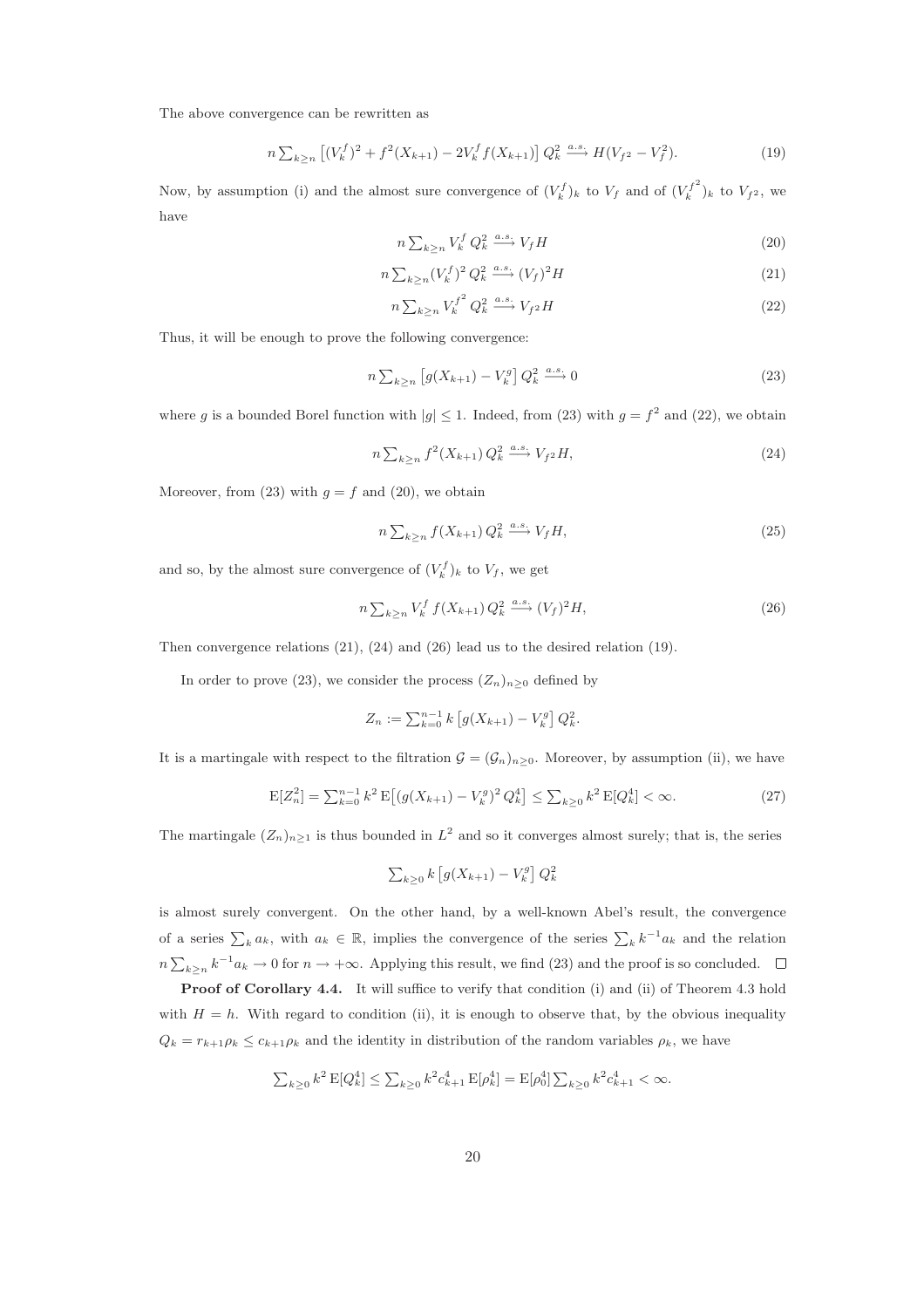The above convergence can be rewritten as

$$n\sum_{k\geq n}\left[(V_k^f)^2+f^2(X_{k+1})-2V_k^f f(X_{k+1})\right]Q_k^2 \xrightarrow{a.s.} H(V_{f^2}-V_f^2). \tag{19}$$

Now, by assumption (i) and the almost sure convergence of $(V_k^f)_k$ to $V_f$ and of $(V_k^{f^2})_k$ to $V_{f^2}$, we have

$$n\sum_{k\geq n}V_k^f\,Q_k^2 \xrightarrow{a.s.} V_f H \tag{20}$$

$$n\sum_{k\geq n}(V_k^f)^2\,Q_k^2 \xrightarrow{a.s.} (V_f)^2 H \tag{21}$$

$$n\sum_{k\geq n}V_k^{f^2}\,Q_k^2 \xrightarrow{a.s.} V_{f^2} H \tag{22}$$

Thus, it will be enough to prove the following convergence:

$$n\sum_{k\geq n}\left[g(X_{k+1})-V_k^g\right]Q_k^2 \xrightarrow{a.s.} 0 \tag{23}$$

where $g$ is a bounded Borel function with $|g|\leq 1$. Indeed, from (23) with $g=f^2$ and (22), we obtain

$$n\sum_{k\geq n}f^2(X_{k+1})\,Q_k^2 \xrightarrow{a.s.} V_{f^2}H, \tag{24}$$

Moreover, from (23) with $g=f$ and (20), we obtain

$$n\sum_{k\geq n}f(X_{k+1})\,Q_k^2 \xrightarrow{a.s.} V_f H, \tag{25}$$

and so, by the almost sure convergence of $(V_k^f)_k$ to $V_f$, we get

$$n\sum_{k\geq n}V_k^f\,f(X_{k+1})\,Q_k^2 \xrightarrow{a.s.} (V_f)^2 H, \tag{26}$$

Then convergence relations (21), (24) and (26) lead us to the desired relation (19).

In order to prove (23), we consider the process $(Z_n)_{n\geq 0}$ defined by

$$Z_n := \sum_{k=0}^{n-1}k\left[g(X_{k+1})-V_k^g\right]Q_k^2.$$

It is a martingale with respect to the filtration $\mathcal{G}=(\mathcal{G}_n)_{n\geq 0}$. Moreover, by assumption (ii), we have

$$\mathrm{E}[Z_n^2]=\sum_{k=0}^{n-1}k^2\,\mathrm{E}\big[(g(X_{k+1})-V_k^g)^2\,Q_k^4\big]\leq \sum_{k\geq 0}k^2\,\mathrm{E}[Q_k^4]<\infty. \tag{27}$$

The martingale $(Z_n)_{n\geq 1}$ is thus bounded in $L^2$ and so it converges almost surely; that is, the series

$$\sum_{k\geq 0}k\left[g(X_{k+1})-V_k^g\right]Q_k^2$$

is almost surely convergent. On the other hand, by a well-known Abel's result, the convergence of a series $\sum_k a_k$, with $a_k\in\mathbb{R}$, implies the convergence of the series $\sum_k k^{-1}a_k$ and the relation $n\sum_{k\geq n}k^{-1}a_k\to 0$ for $n\to+\infty$. Applying this result, we find (23) and the proof is so concluded. $\square$

**Proof of Corollary 4.4.** It will suffice to verify that condition (i) and (ii) of Theorem 4.3 hold with $H=h$. With regard to condition (ii), it is enough to observe that, by the obvious inequality $Q_k=r_{k+1}\rho_k\leq c_{k+1}\rho_k$ and the identity in distribution of the random variables $\rho_k$, we have

$$\sum_{k\geq 0}k^2\,\mathrm{E}[Q_k^4]\leq \sum_{k\geq 0}k^2c_{k+1}^4\,\mathrm{E}[\rho_k^4]=\mathrm{E}[\rho_0^4]\sum_{k\geq 0}k^2c_{k+1}^4<\infty.$$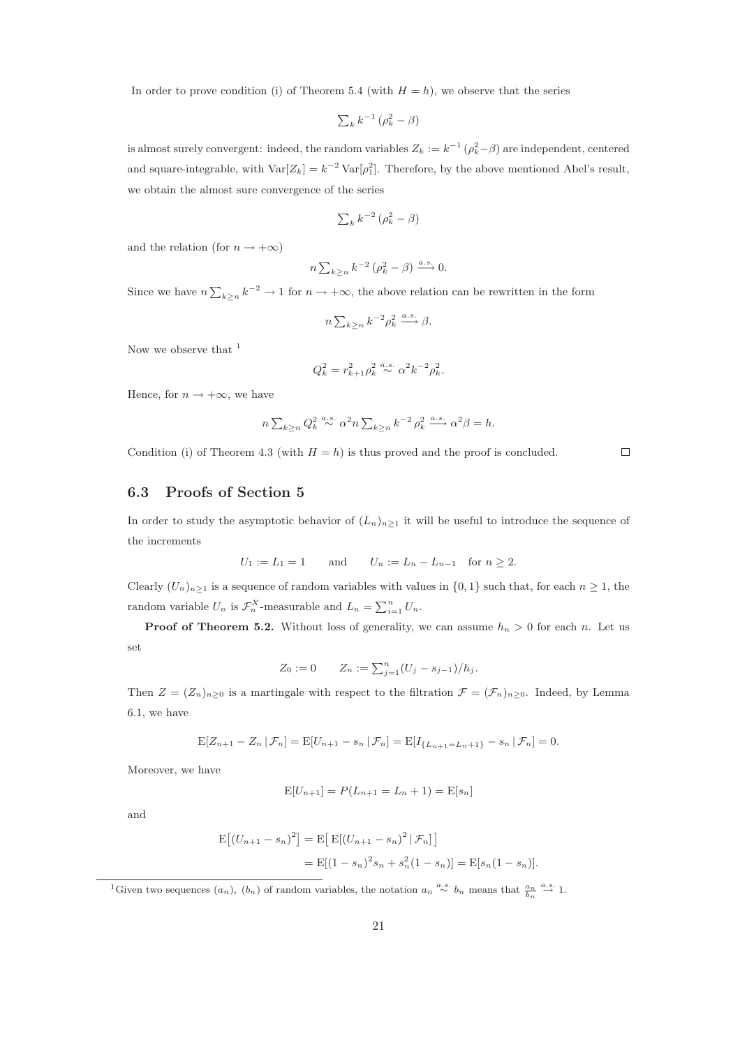In order to prove condition (i) of Theorem 5.4 (with $H = h$), we observe that the series

$$\sum_k k^{-1}\,(\rho_k^2 - \beta)$$

is almost surely convergent: indeed, the random variables $Z_k := k^{-1}\,(\rho_k^2 - \beta)$ are independent, centered and square-integrable, with $\mathrm{Var}[Z_k] = k^{-2}\,\mathrm{Var}[\rho_1^2]$. Therefore, by the above mentioned Abel's result, we obtain the almost sure convergence of the series

$$\sum_k k^{-2}\,(\rho_k^2 - \beta)$$

and the relation (for $n \to +\infty$)

$$n \sum_{k \geq n} k^{-2}\,(\rho_k^2 - \beta) \xrightarrow{a.s.} 0.$$

Since we have $n \sum_{k \geq n} k^{-2} \to 1$ for $n \to +\infty$, the above relation can be rewritten in the form

$$n \sum_{k \geq n} k^{-2} \rho_k^2 \xrightarrow{a.s.} \beta.$$

Now we observe that [1]

$$Q_k^2 = r_{k+1}^2 \rho_k^2 \overset{a.s.}{\sim} \alpha^2 k^{-2} \rho_k^2.$$

Hence, for $n \to +\infty$, we have

$$n \sum_{k \geq n} Q_k^2 \overset{a.s.}{\sim} \alpha^2 n \sum_{k \geq n} k^{-2}\,\rho_k^2 \xrightarrow{a.s.} \alpha^2 \beta = h.$$

Condition (i) of Theorem 4.3 (with $H = h$) is thus proved and the proof is concluded. □

### 6.3 Proofs of Section 5

In order to study the asymptotic behavior of $(L_n)_{n \geq 1}$ it will be useful to introduce the sequence of the increments

$$U_1 := L_1 = 1 \qquad \text{and} \qquad U_n := L_n - L_{n-1} \quad \text{for } n \geq 2.$$

Clearly $(U_n)_{n \geq 1}$ is a sequence of random variables with values in $\{0, 1\}$ such that, for each $n \geq 1$, the random variable $U_n$ is $\mathcal{F}_n^X$-measurable and $L_n = \sum_{i=1}^n U_n$.

**Proof of Theorem 5.2.** Without loss of generality, we can assume $h_n > 0$ for each $n$. Let us set

$$Z_0 := 0 \qquad Z_n := \sum_{j=1}^n (U_j - s_{j-1})/h_j.$$

Then $Z = (Z_n)_{n \geq 0}$ is a martingale with respect to the filtration $\mathcal{F} = (\mathcal{F}_n)_{n \geq 0}$. Indeed, by Lemma 6.1, we have

$$\mathrm{E}[Z_{n+1} - Z_n \,|\, \mathcal{F}_n] = \mathrm{E}[U_{n+1} - s_n \,|\, \mathcal{F}_n] = \mathrm{E}[I_{\{L_{n+1} = L_n + 1\}} - s_n \,|\, \mathcal{F}_n] = 0.$$

Moreover, we have

$$\mathrm{E}[U_{n+1}] = P(L_{n+1} = L_n + 1) = \mathrm{E}[s_n]$$

and

$$\begin{aligned}
\mathrm{E}\big[(U_{n+1} - s_n)^2\big] &= \mathrm{E}\big[\,\mathrm{E}[(U_{n+1} - s_n)^2 \,|\, \mathcal{F}_n]\,\big] \\
&= \mathrm{E}[(1 - s_n)^2 s_n + s_n^2 (1 - s_n)] = \mathrm{E}[s_n (1 - s_n)].
\end{aligned}$$

[1] Given two sequences $(a_n)$, $(b_n)$ of random variables, the notation $a_n \overset{a.s.}{\sim} b_n$ means that $\frac{a_n}{b_n} \overset{a.s.}{\to} 1$.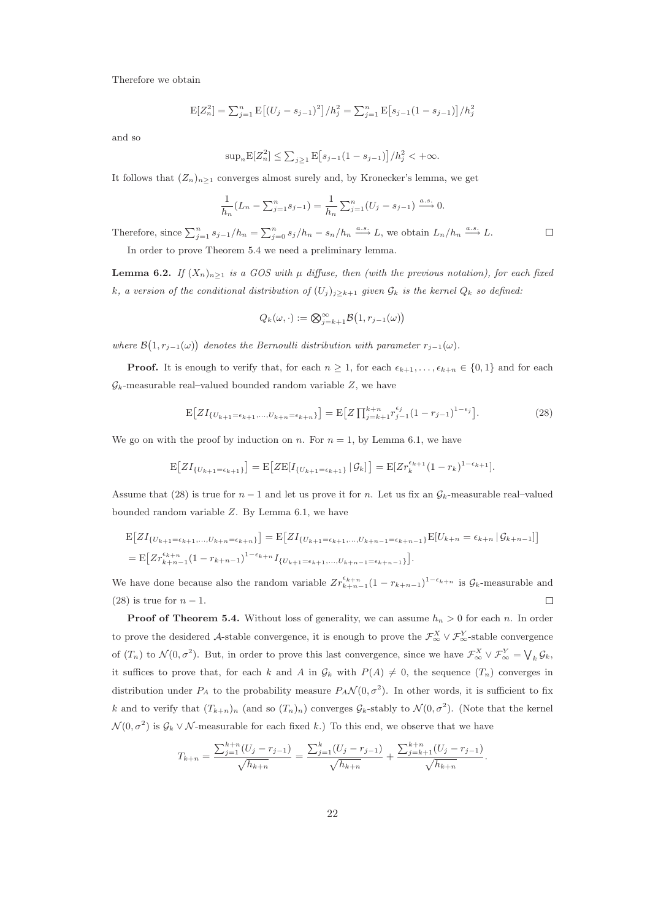Therefore we obtain

$$\mathrm{E}[Z_n^2] = \sum_{j=1}^n \mathrm{E}\big[(U_j - s_{j-1})^2\big]/h_j^2 = \sum_{j=1}^n \mathrm{E}\big[s_{j-1}(1-s_{j-1})\big]/h_j^2$$

and so

$$\sup_n \mathrm{E}[Z_n^2] \leq \sum_{j\geq 1} \mathrm{E}\big[s_{j-1}(1-s_{j-1})\big]/h_j^2 < +\infty.$$

It follows that $(Z_n)_{n\geq 1}$ converges almost surely and, by Kronecker's lemma, we get

$$\frac{1}{h_n}(L_n - \sum_{j=1}^n s_{j-1}) = \frac{1}{h_n}\sum_{j=1}^n (U_j - s_{j-1}) \xrightarrow{a.s.} 0.$$

Therefore, since $\sum_{j=1}^n s_{j-1}/h_n = \sum_{j=0}^n s_j/h_n - s_n/h_n \xrightarrow{a.s.} L$, we obtain $L_n/h_n \xrightarrow{a.s.} L$. □

In order to prove Theorem 5.4 we need a preliminary lemma.

**Lemma 6.2.** *If $(X_n)_{n\geq 1}$ is a GOS with $\mu$ diffuse, then (with the previous notation), for each fixed $k$, a version of the conditional distribution of $(U_j)_{j\geq k+1}$ given $\mathcal{G}_k$ is the kernel $Q_k$ so defined:*

$$Q_k(\omega,\cdot) := \bigotimes_{j=k+1}^\infty \mathcal{B}\big(1, r_{j-1}(\omega)\big)$$

*where $\mathcal{B}\big(1, r_{j-1}(\omega)\big)$ denotes the Bernoulli distribution with parameter $r_{j-1}(\omega)$.*

**Proof.** It is enough to verify that, for each $n \geq 1$, for each $\epsilon_{k+1}, \dots, \epsilon_{k+n} \in \{0,1\}$ and for each $\mathcal{G}_k$-measurable real–valued bounded random variable $Z$, we have

$$\mathrm{E}\big[ZI_{\{U_{k+1}=\epsilon_{k+1},\dots,U_{k+n}=\epsilon_{k+n}\}}\big] = \mathrm{E}\big[Z\prod_{j=k+1}^{k+n} r_{j-1}^{\epsilon_j}(1-r_{j-1})^{1-\epsilon_j}\big]. \tag{28}$$

We go on with the proof by induction on $n$. For $n = 1$, by Lemma 6.1, we have

$$\mathrm{E}\big[ZI_{\{U_{k+1}=\epsilon_{k+1}\}}\big] = \mathrm{E}\big[Z\mathrm{E}[I_{\{U_{k+1}=\epsilon_{k+1}\}}\,|\,\mathcal{G}_k]\big] = \mathrm{E}[Zr_k^{\epsilon_{k+1}}(1-r_k)^{1-\epsilon_{k+1}}].$$

Assume that (28) is true for $n-1$ and let us prove it for $n$. Let us fix an $\mathcal{G}_k$-measurable real–valued bounded random variable $Z$. By Lemma 6.1, we have

$$\begin{aligned}
&\mathrm{E}\big[ZI_{\{U_{k+1}=\epsilon_{k+1},\dots,U_{k+n}=\epsilon_{k+n}\}}\big] = \mathrm{E}\big[ZI_{\{U_{k+1}=\epsilon_{k+1},\dots,U_{k+n-1}=\epsilon_{k+n-1}\}}\mathrm{E}[U_{k+n}=\epsilon_{k+n}\,|\,\mathcal{G}_{k+n-1}]\big] \\
&= \mathrm{E}\big[Zr_{k+n-1}^{\epsilon_{k+n}}(1-r_{k+n-1})^{1-\epsilon_{k+n}}I_{\{U_{k+1}=\epsilon_{k+1},\dots,U_{k+n-1}=\epsilon_{k+n-1}\}}\big].
\end{aligned}$$

We have done because also the random variable $Zr_{k+n-1}^{\epsilon_{k+n}}(1-r_{k+n-1})^{1-\epsilon_{k+n}}$ is $\mathcal{G}_k$-measurable and (28) is true for $n-1$. □

**Proof of Theorem 5.4.** Without loss of generality, we can assume $h_n > 0$ for each $n$. In order to prove the desidered $\mathcal{A}$-stable convergence, it is enough to prove the $\mathcal{F}_\infty^X \vee \mathcal{F}_\infty^Y$-stable convergence of $(T_n)$ to $\mathcal{N}(0,\sigma^2)$. But, in order to prove this last convergence, since we have $\mathcal{F}_\infty^X \vee \mathcal{F}_\infty^Y = \bigvee_k \mathcal{G}_k$, it suffices to prove that, for each $k$ and $A$ in $\mathcal{G}_k$ with $P(A) \neq 0$, the sequence $(T_n)$ converges in distribution under $P_A$ to the probability measure $P_A\mathcal{N}(0,\sigma^2)$. In other words, it is sufficient to fix $k$ and to verify that $(T_{k+n})_n$ (and so $(T_n)_n$) converges $\mathcal{G}_k$-stably to $\mathcal{N}(0,\sigma^2)$. (Note that the kernel $\mathcal{N}(0,\sigma^2)$ is $\mathcal{G}_k \vee \mathcal{N}$-measurable for each fixed $k$.) To this end, we observe that we have

$$T_{k+n} = \frac{\sum_{j=1}^{k+n}(U_j - r_{j-1})}{\sqrt{h_{k+n}}} = \frac{\sum_{j=1}^{k}(U_j - r_{j-1})}{\sqrt{h_{k+n}}} + \frac{\sum_{j=k+1}^{k+n}(U_j - r_{j-1})}{\sqrt{h_{k+n}}}.$$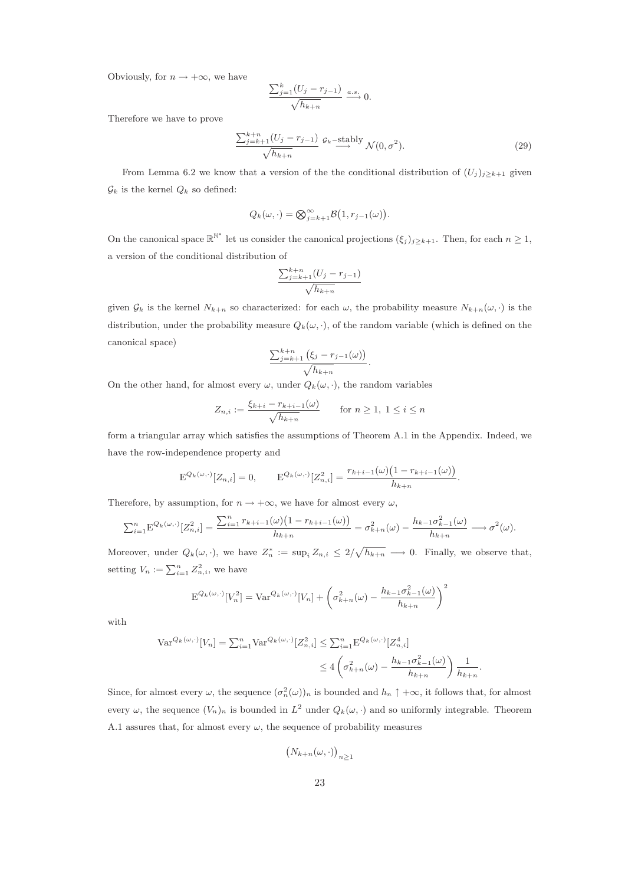Obviously, for $n \to +\infty$, we have

$$\frac{\sum_{j=1}^{k}(U_j - r_{j-1})}{\sqrt{h_{k+n}}} \xrightarrow{a.s.} 0.$$

Therefore we have to prove

$$\frac{\sum_{j=k+1}^{k+n}(U_j - r_{j-1})}{\sqrt{h_{k+n}}} \overset{\mathcal{G}_k-\text{stably}}{\longrightarrow} \mathcal{N}(0, \sigma^2). \tag{29}$$

From Lemma 6.2 we know that a version of the the conditional distribution of $(U_j)_{j\geq k+1}$ given $\mathcal{G}_k$ is the kernel $Q_k$ so defined:

$$Q_k(\omega, \cdot) = \bigotimes_{j=k+1}^{\infty} \mathcal{B}\big(1, r_{j-1}(\omega)\big).$$

On the canonical space $\mathbb{R}^{\mathbb{N}^*}$ let us consider the canonical projections $(\xi_j)_{j\geq k+1}$. Then, for each $n \geq 1$, a version of the conditional distribution of

$$\frac{\sum_{j=k+1}^{k+n}(U_j - r_{j-1})}{\sqrt{h_{k+n}}}$$

given $\mathcal{G}_k$ is the kernel $N_{k+n}$ so characterized: for each $\omega$, the probability measure $N_{k+n}(\omega, \cdot)$ is the distribution, under the probability measure $Q_k(\omega, \cdot)$, of the random variable (which is defined on the canonical space)

$$\frac{\sum_{j=k+1}^{k+n}\big(\xi_j - r_{j-1}(\omega)\big)}{\sqrt{h_{k+n}}}.$$

On the other hand, for almost every $\omega$, under $Q_k(\omega, \cdot)$, the random variables

$$Z_{n,i} := \frac{\xi_{k+i} - r_{k+i-1}(\omega)}{\sqrt{h_{k+n}}} \qquad \text{for } n \geq 1,\ 1 \leq i \leq n$$

form a triangular array which satisfies the assumptions of Theorem A.1 in the Appendix. Indeed, we have the row-independence property and

$$\mathrm{E}^{Q_k(\omega,\cdot)}[Z_{n,i}] = 0, \qquad \mathrm{E}^{Q_k(\omega,\cdot)}[Z_{n,i}^2] = \frac{r_{k+i-1}(\omega)\big(1 - r_{k+i-1}(\omega)\big)}{h_{k+n}}.$$

Therefore, by assumption, for $n \to +\infty$, we have for almost every $\omega$,

$$\sum_{i=1}^{n}\mathrm{E}^{Q_k(\omega,\cdot)}[Z_{n,i}^2] = \frac{\sum_{i=1}^{n} r_{k+i-1}(\omega)\big(1 - r_{k+i-1}(\omega)\big)}{h_{k+n}} = \sigma_{k+n}^2(\omega) - \frac{h_{k-1}\sigma_{k-1}^2(\omega)}{h_{k+n}} \longrightarrow \sigma^2(\omega).$$

Moreover, under $Q_k(\omega, \cdot)$, we have $Z_n^* := \sup_i Z_{n,i} \leq 2/\sqrt{h_{k+n}} \longrightarrow 0$. Finally, we observe that, setting $V_n := \sum_{i=1}^{n} Z_{n,i}^2$, we have

$$\mathrm{E}^{Q_k(\omega,\cdot)}[V_n^2] = \mathrm{Var}^{Q_k(\omega,\cdot)}[V_n] + \left(\sigma_{k+n}^2(\omega) - \frac{h_{k-1}\sigma_{k-1}^2(\omega)}{h_{k+n}}\right)^2$$

with

$$\begin{aligned}
\mathrm{Var}^{Q_k(\omega,\cdot)}[V_n] = \sum_{i=1}^{n}\mathrm{Var}^{Q_k(\omega,\cdot)}[Z_{n,i}^2] &\leq \sum_{i=1}^{n}\mathrm{E}^{Q_k(\omega,\cdot)}[Z_{n,i}^4] \\
&\leq 4\left(\sigma_{k+n}^2(\omega) - \frac{h_{k-1}\sigma_{k-1}^2(\omega)}{h_{k+n}}\right)\frac{1}{h_{k+n}}.
\end{aligned}$$

Since, for almost every $\omega$, the sequence $(\sigma_n^2(\omega))_n$ is bounded and $h_n \uparrow +\infty$, it follows that, for almost every $\omega$, the sequence $(V_n)_n$ is bounded in $L^2$ under $Q_k(\omega, \cdot)$ and so uniformly integrable. Theorem A.1 assures that, for almost every $\omega$, the sequence of probability measures

$$\big(N_{k+n}(\omega, \cdot)\big)_{n\geq 1}$$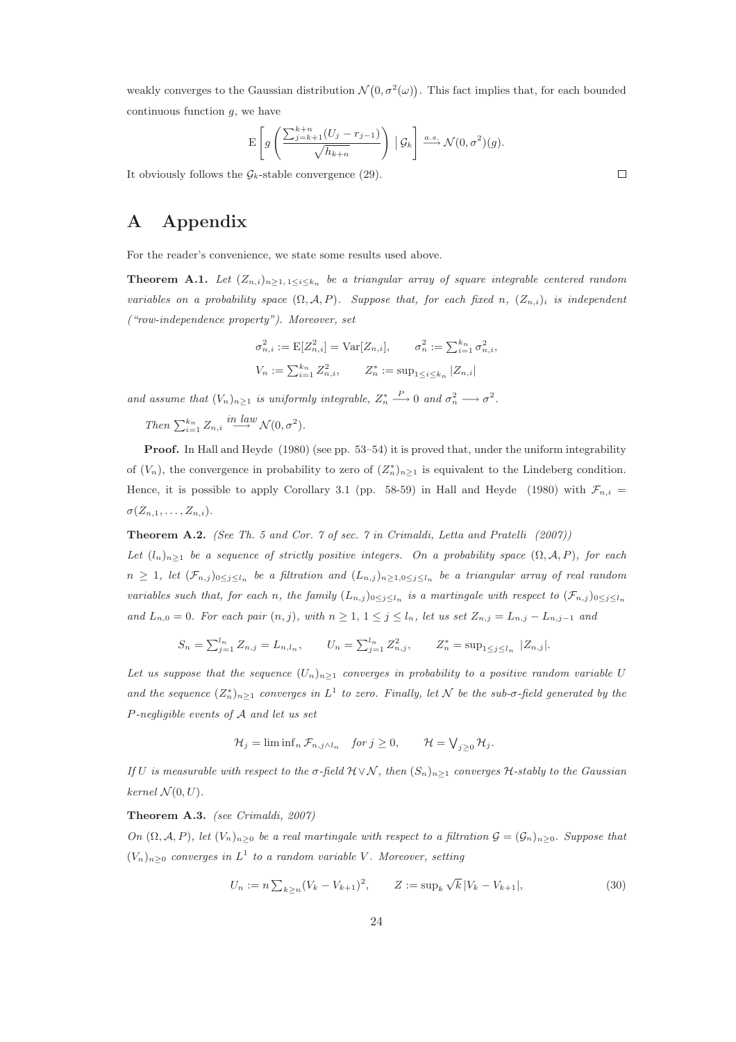weakly converges to the Gaussian distribution $\mathcal{N}\big(0, \sigma^2(\omega)\big)$. This fact implies that, for each bounded continuous function $g$, we have

$$\mathrm{E}\left[ g\left( \frac{\sum_{j=k+1}^{k+n}(U_j - r_{j-1})}{\sqrt{h_{k+n}}} \right) \,\big|\, \mathcal{G}_k \right] \xrightarrow{a.s.} \mathcal{N}(0, \sigma^2)(g).$$

It obviously follows the $\mathcal{G}_k$-stable convergence (29). ◻

# A Appendix

For the reader's convenience, we state some results used above.

**Theorem A.1.** *Let $(Z_{n,i})_{n\geq 1,\, 1\leq i\leq k_n}$ be a triangular array of square integrable centered random variables on a probability space $(\Omega, \mathcal{A}, P)$. Suppose that, for each fixed $n$, $(Z_{n,i})_i$ is independent ("row-independence property"). Moreover, set*

$$\sigma^2_{n,i} := \mathrm{E}[Z^2_{n,i}] = \mathrm{Var}[Z_{n,i}], \qquad \sigma^2_n := \textstyle\sum_{i=1}^{k_n} \sigma^2_{n,i},$$
$$V_n := \textstyle\sum_{i=1}^{k_n} Z^2_{n,i}, \qquad Z^*_n := \sup_{1\leq i\leq k_n} |Z_{n,i}|$$

*and assume that $(V_n)_{n\geq 1}$ is uniformly integrable, $Z^*_n \xrightarrow{P} 0$ and $\sigma^2_n \longrightarrow \sigma^2$.*

*Then $\sum_{i=1}^{k_n} Z_{n,i} \overset{in\ law}{\longrightarrow} \mathcal{N}(0, \sigma^2)$.*

**Proof.** In Hall and Heyde (1980) (see pp. 53–54) it is proved that, under the uniform integrability of $(V_n)$, the convergence in probability to zero of $(Z^*_n)_{n\geq 1}$ is equivalent to the Lindeberg condition. Hence, it is possible to apply Corollary 3.1 (pp. 58-59) in Hall and Heyde (1980) with $\mathcal{F}_{n,i} = \sigma(Z_{n,1}, \dots, Z_{n,i})$.

**Theorem A.2.** *(See Th. 5 and Cor. 7 of sec. 7 in Crimaldi, Letta and Pratelli (2007))*
*Let $(l_n)_{n\geq 1}$ be a sequence of strictly positive integers. On a probability space $(\Omega, \mathcal{A}, P)$, for each $n \geq 1$, let $(\mathcal{F}_{n,j})_{0\leq j\leq l_n}$ be a filtration and $(L_{n,j})_{n\geq 1, 0\leq j\leq l_n}$ be a triangular array of real random variables such that, for each $n$, the family $(L_{n,j})_{0\leq j\leq l_n}$ is a martingale with respect to $(\mathcal{F}_{n,j})_{0\leq j\leq l_n}$ and $L_{n,0} = 0$. For each pair $(n, j)$, with $n \geq 1$, $1 \leq j \leq l_n$, let us set $Z_{n,j} = L_{n,j} - L_{n,j-1}$ and*

$$S_n = \textstyle\sum_{j=1}^{l_n} Z_{n,j} = L_{n,l_n}, \qquad U_n = \sum_{j=1}^{l_n} Z^2_{n,j}, \qquad Z^*_n = \sup_{1\leq j\leq l_n} |Z_{n,j}|.$$

*Let us suppose that the sequence $(U_n)_{n\geq 1}$ converges in probability to a positive random variable $U$ and the sequence $(Z^*_n)_{n\geq 1}$ converges in $L^1$ to zero. Finally, let $\mathcal{N}$ be the sub-$\sigma$-field generated by the $P$-negligible events of $\mathcal{A}$ and let us set*

$$\mathcal{H}_j = \liminf_n \mathcal{F}_{n,j\wedge l_n} \quad \textit{for } j \geq 0, \qquad \mathcal{H} = \textstyle\bigvee_{j\geq 0} \mathcal{H}_j.$$

*If $U$ is measurable with respect to the $\sigma$-field $\mathcal{H} \vee \mathcal{N}$, then $(S_n)_{n\geq 1}$ converges $\mathcal{H}$-stably to the Gaussian kernel $\mathcal{N}(0, U)$.*

**Theorem A.3.** *(see Crimaldi, 2007)*
*On $(\Omega, \mathcal{A}, P)$, let $(V_n)_{n\geq 0}$ be a real martingale with respect to a filtration $\mathcal{G} = (\mathcal{G}_n)_{n\geq 0}$. Suppose that $(V_n)_{n\geq 0}$ converges in $L^1$ to a random variable $V$. Moreover, setting*

$$U_n := n \textstyle\sum_{k\geq n} (V_k - V_{k+1})^2, \qquad Z := \sup_k \sqrt{k}\, |V_k - V_{k+1}|, \tag{30}$$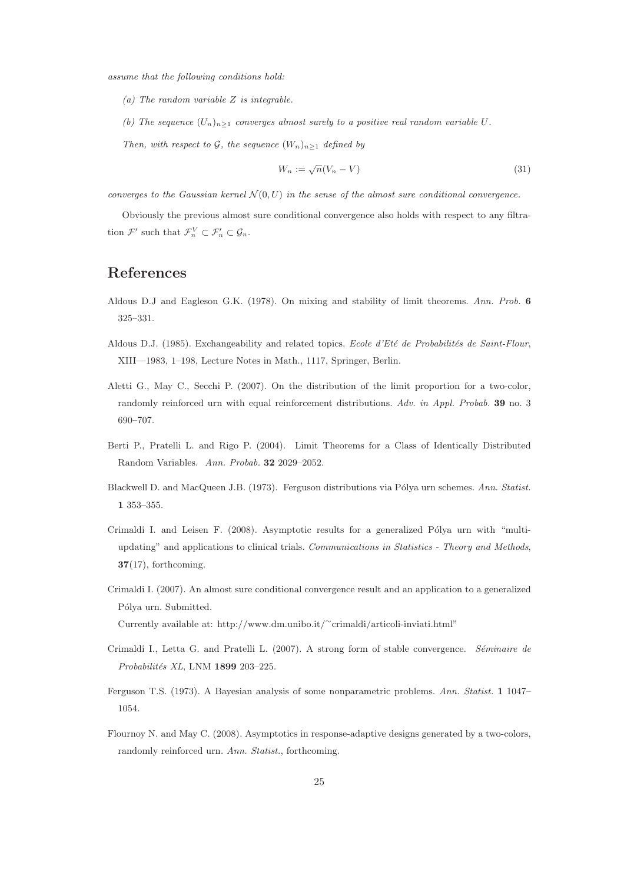*assume that the following conditions hold:*

*(a) The random variable $Z$ is integrable.*

*(b) The sequence $(U_n)_{n\geq 1}$ converges almost surely to a positive real random variable $U$.*

*Then, with respect to $\mathcal{G}$, the sequence $(W_n)_{n\geq 1}$ defined by*

$$W_n := \sqrt{n}(V_n - V) \tag{31}$$

*converges to the Gaussian kernel $\mathcal{N}(0, U)$ in the sense of the almost sure conditional convergence.*

Obviously the previous almost sure conditional convergence also holds with respect to any filtration $\mathcal{F}'$ such that $\mathcal{F}_n^V \subset \mathcal{F}'_n \subset \mathcal{G}_n$.

# References

Aldous D.J and Eagleson G.K. (1978). On mixing and stability of limit theorems. *Ann. Prob.* **6** 325–331.

Aldous D.J. (1985). Exchangeability and related topics. *Ecole d'Eté de Probabilités de Saint-Flour*, XIII—1983, 1–198, Lecture Notes in Math., 1117, Springer, Berlin.

Aletti G., May C., Secchi P. (2007). On the distribution of the limit proportion for a two-color, randomly reinforced urn with equal reinforcement distributions. *Adv. in Appl. Probab.* **39** no. 3 690–707.

Berti P., Pratelli L. and Rigo P. (2004). Limit Theorems for a Class of Identically Distributed Random Variables. *Ann. Probab.* **32** 2029–2052.

Blackwell D. and MacQueen J.B. (1973). Ferguson distributions via Pólya urn schemes. *Ann. Statist.* **1** 353–355.

Crimaldi I. and Leisen F. (2008). Asymptotic results for a generalized Pólya urn with "multi-updating" and applications to clinical trials. *Communications in Statistics - Theory and Methods*, **37**(17), forthcoming.

Crimaldi I. (2007). An almost sure conditional convergence result and an application to a generalized Pólya urn. Submitted.
Currently available at: http://www.dm.unibo.it/~crimaldi/articoli-inviati.html"

Crimaldi I., Letta G. and Pratelli L. (2007). A strong form of stable convergence. *Séminaire de Probabilités XL*, LNM **1899** 203–225.

Ferguson T.S. (1973). A Bayesian analysis of some nonparametric problems. *Ann. Statist.* **1** 1047–1054.

Flournoy N. and May C. (2008). Asymptotics in response-adaptive designs generated by a two-colors, randomly reinforced urn. *Ann. Statist.*, forthcoming.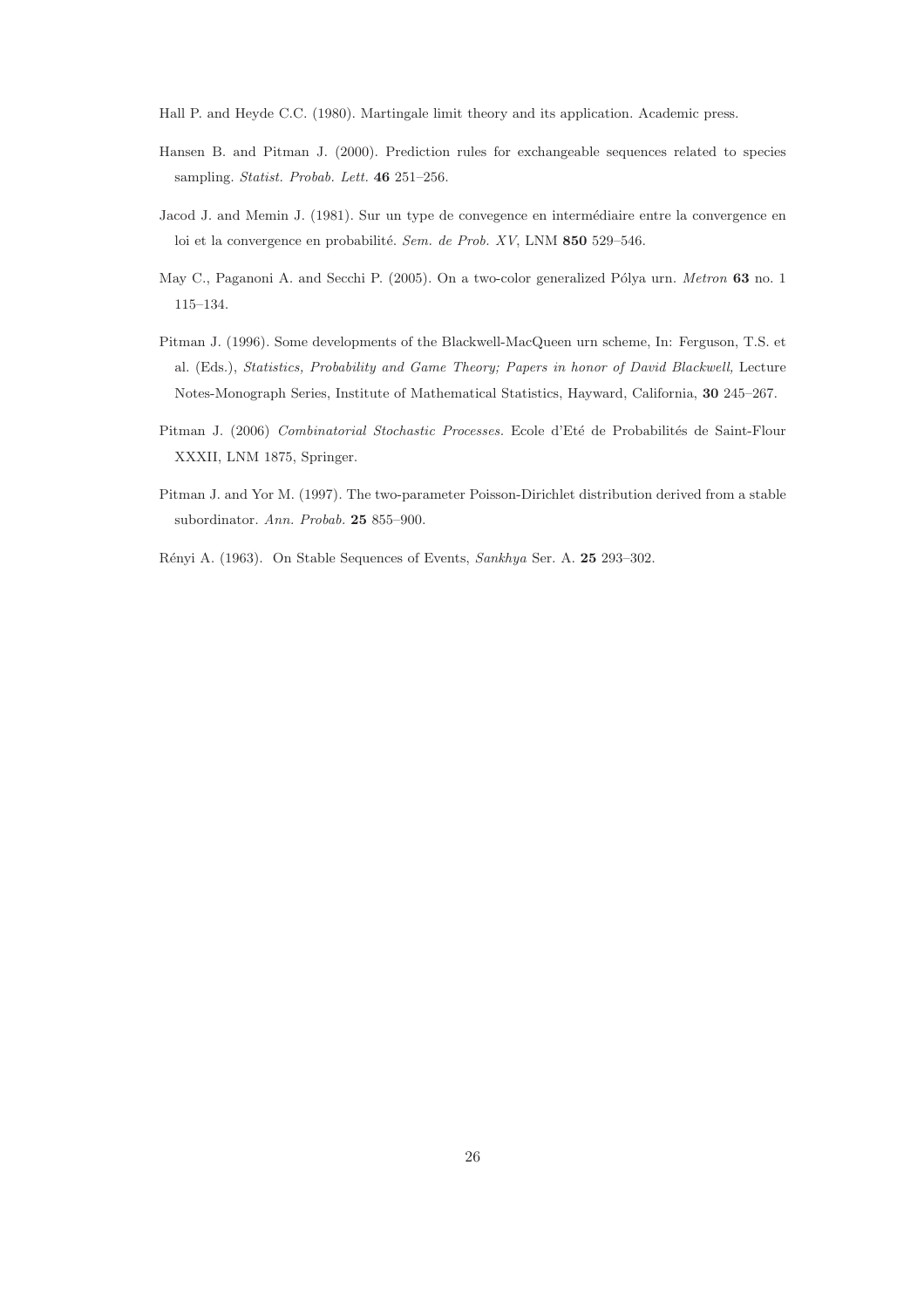Hall P. and Heyde C.C. (1980). Martingale limit theory and its application. Academic press.

Hansen B. and Pitman J. (2000). Prediction rules for exchangeable sequences related to species sampling. *Statist. Probab. Lett.* **46** 251–256.

Jacod J. and Memin J. (1981). Sur un type de convegence en intermédiaire entre la convergence en loi et la convergence en probabilité. *Sem. de Prob. XV*, LNM **850** 529–546.

May C., Paganoni A. and Secchi P. (2005). On a two-color generalized Pólya urn. *Metron* **63** no. 1 115–134.

Pitman J. (1996). Some developments of the Blackwell-MacQueen urn scheme, In: Ferguson, T.S. et al. (Eds.), *Statistics, Probability and Game Theory; Papers in honor of David Blackwell,* Lecture Notes-Monograph Series, Institute of Mathematical Statistics, Hayward, California, **30** 245–267.

Pitman J. (2006) *Combinatorial Stochastic Processes.* Ecole d'Eté de Probabilités de Saint-Flour XXXII, LNM 1875, Springer.

Pitman J. and Yor M. (1997). The two-parameter Poisson-Dirichlet distribution derived from a stable subordinator. *Ann. Probab.* **25** 855–900.

Rényi A. (1963). On Stable Sequences of Events, *Sankhya* Ser. A. **25** 293–302.